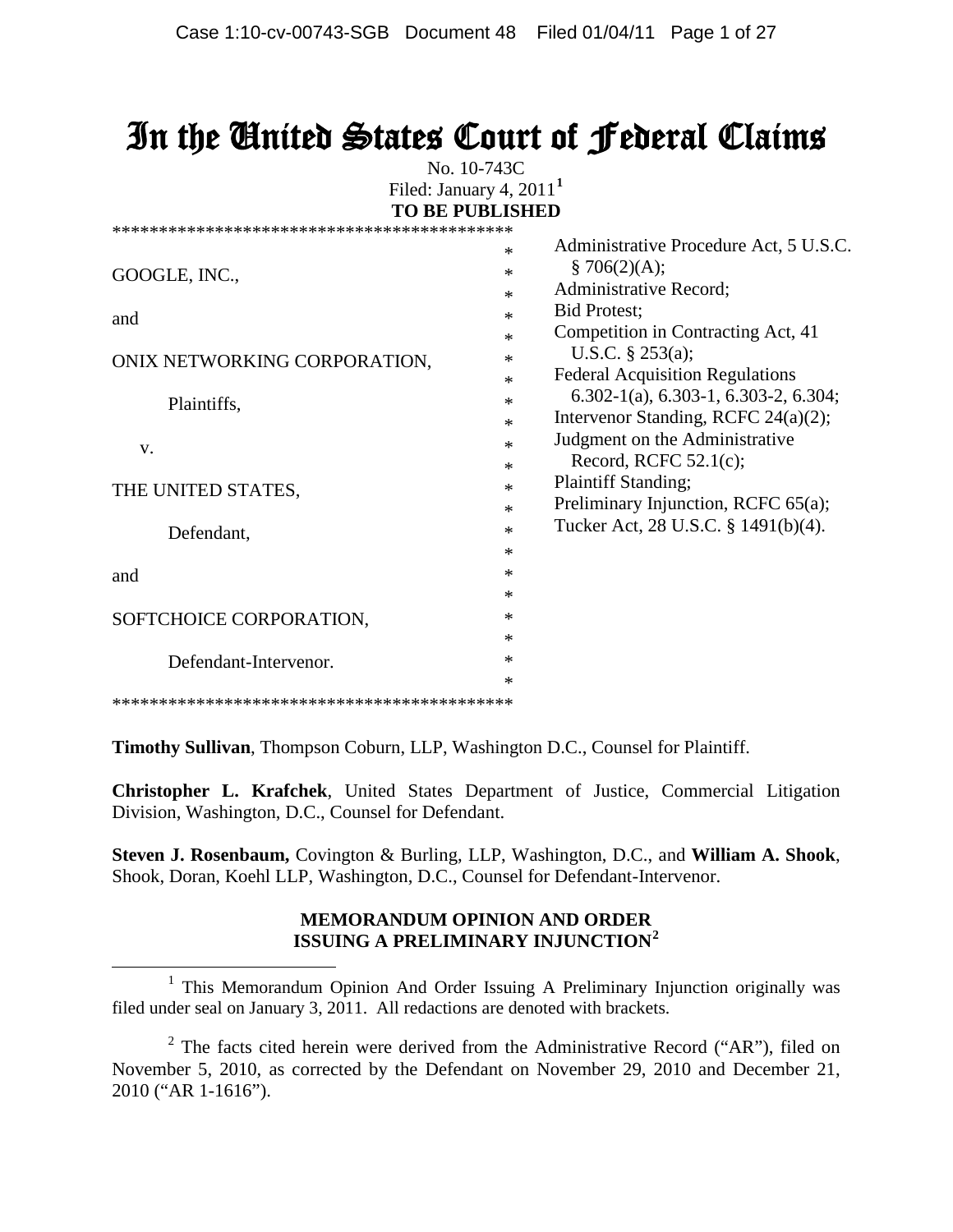# In the United States Court of Federal Claims

No. 10-743C
Filed: January 4, 2011[1]
**TO BE PUBLISHED**

| | |
|---|---|
| GOOGLE, INC.,<br><br>and<br><br>ONIX NETWORKING CORPORATION,<br><br>Plaintiffs,<br><br>v.<br><br>THE UNITED STATES,<br><br>Defendant,<br><br>and<br><br>SOFTCHOICE CORPORATION,<br><br>Defendant-Intervenor. | Administrative Procedure Act, 5 U.S.C. § 706(2)(A);<br>Administrative Record;<br>Bid Protest;<br>Competition in Contracting Act, 41 U.S.C. § 253(a);<br>Federal Acquisition Regulations 6.302-1(a), 6.303-1, 6.303-2, 6.304;<br>Intervenor Standing, RCFC 24(a)(2);<br>Judgment on the Administrative Record, RCFC 52.1(c);<br>Plaintiff Standing;<br>Preliminary Injunction, RCFC 65(a);<br>Tucker Act, 28 U.S.C. § 1491(b)(4). |

**Timothy Sullivan**, Thompson Coburn, LLP, Washington D.C., Counsel for Plaintiff.

**Christopher L. Krafchek**, United States Department of Justice, Commercial Litigation Division, Washington, D.C., Counsel for Defendant.

**Steven J. Rosenbaum,** Covington & Burling, LLP, Washington, D.C., and **William A. Shook**, Shook, Doran, Koehl LLP, Washington, D.C., Counsel for Defendant-Intervenor.

**MEMORANDUM OPINION AND ORDER ISSUING A PRELIMINARY INJUNCTION[2]**

---

[1] This Memorandum Opinion And Order Issuing A Preliminary Injunction originally was filed under seal on January 3, 2011. All redactions are denoted with brackets.

[2] The facts cited herein were derived from the Administrative Record ("AR"), filed on November 5, 2010, as corrected by the Defendant on November 29, 2010 and December 21, 2010 ("AR 1-1616").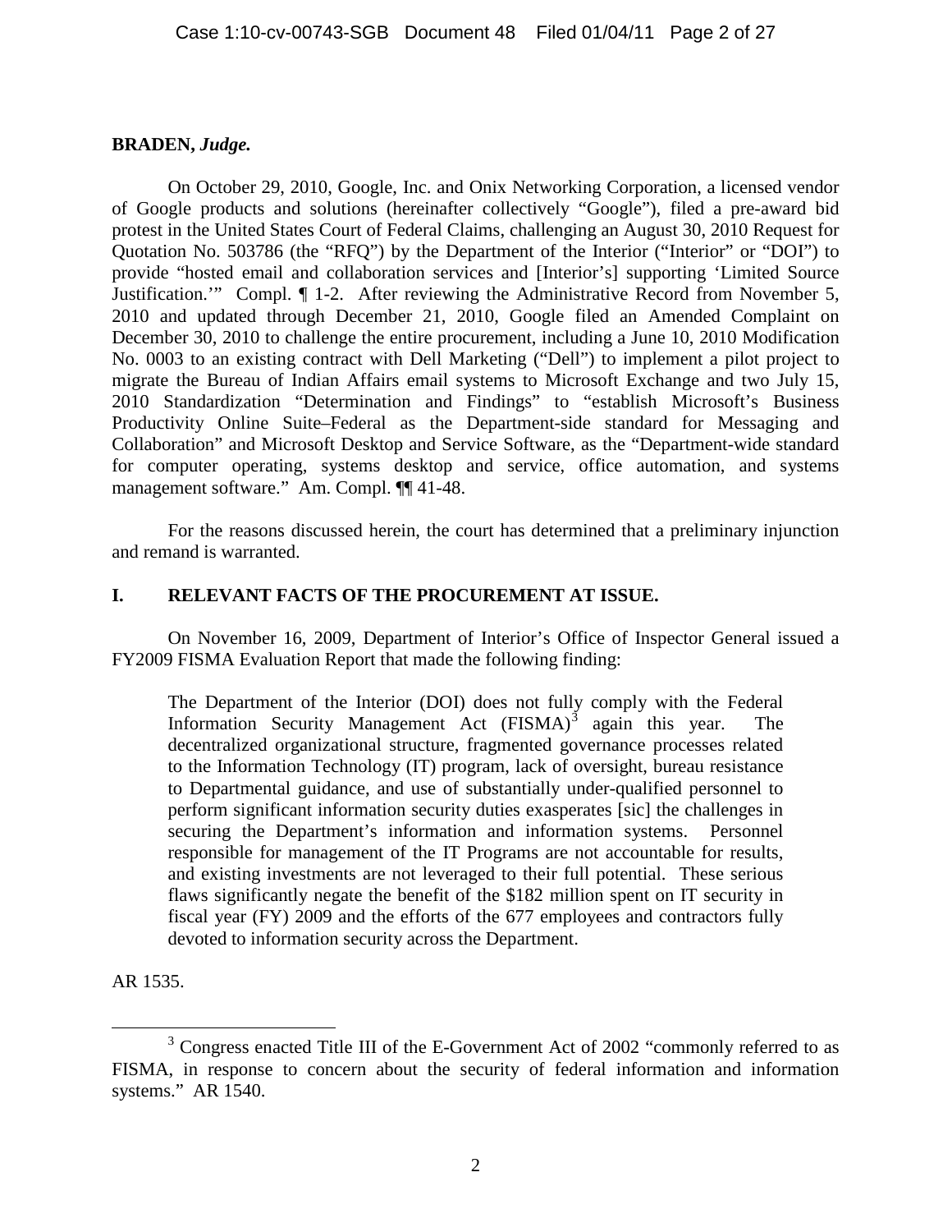**BRADEN,** ***Judge.***

On October 29, 2010, Google, Inc. and Onix Networking Corporation, a licensed vendor of Google products and solutions (hereinafter collectively "Google"), filed a pre-award bid protest in the United States Court of Federal Claims, challenging an August 30, 2010 Request for Quotation No. 503786 (the "RFQ") by the Department of the Interior ("Interior" or "DOI") to provide "hosted email and collaboration services and [Interior's] supporting 'Limited Source Justification.'" Compl. ¶ 1-2. After reviewing the Administrative Record from November 5, 2010 and updated through December 21, 2010, Google filed an Amended Complaint on December 30, 2010 to challenge the entire procurement, including a June 10, 2010 Modification No. 0003 to an existing contract with Dell Marketing ("Dell") to implement a pilot project to migrate the Bureau of Indian Affairs email systems to Microsoft Exchange and two July 15, 2010 Standardization "Determination and Findings" to "establish Microsoft's Business Productivity Online Suite–Federal as the Department-side standard for Messaging and Collaboration" and Microsoft Desktop and Service Software, as the "Department-wide standard for computer operating, systems desktop and service, office automation, and systems management software." Am. Compl. ¶¶ 41-48.

For the reasons discussed herein, the court has determined that a preliminary injunction and remand is warranted.

## I. RELEVANT FACTS OF THE PROCUREMENT AT ISSUE.

On November 16, 2009, Department of Interior's Office of Inspector General issued a FY2009 FISMA Evaluation Report that made the following finding:

> The Department of the Interior (DOI) does not fully comply with the Federal Information Security Management Act (FISMA)[3] again this year. The decentralized organizational structure, fragmented governance processes related to the Information Technology (IT) program, lack of oversight, bureau resistance to Departmental guidance, and use of substantially under-qualified personnel to perform significant information security duties exasperates [sic] the challenges in securing the Department's information and information systems. Personnel responsible for management of the IT Programs are not accountable for results, and existing investments are not leveraged to their full potential. These serious flaws significantly negate the benefit of the $182 million spent on IT security in fiscal year (FY) 2009 and the efforts of the 677 employees and contractors fully devoted to information security across the Department.

AR 1535.

[3] Congress enacted Title III of the E-Government Act of 2002 "commonly referred to as FISMA, in response to concern about the security of federal information and information systems." AR 1540.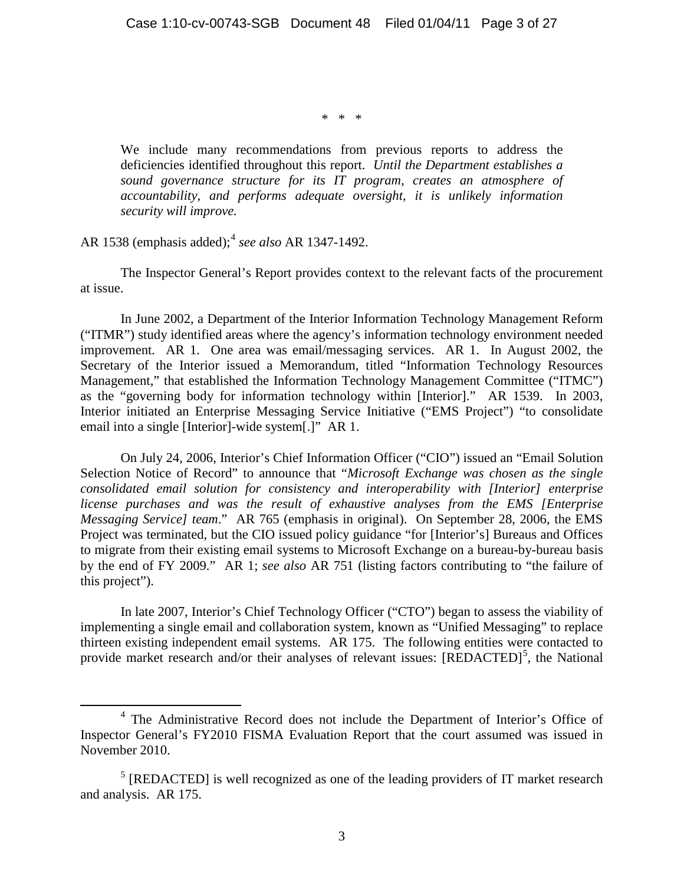\* \* \*

> We include many recommendations from previous reports to address the deficiencies identified throughout this report. *Until the Department establishes a sound governance structure for its IT program, creates an atmosphere of accountability, and performs adequate oversight, it is unlikely information security will improve.*

AR 1538 (emphasis added);[4] *see also* AR 1347-1492.

The Inspector General's Report provides context to the relevant facts of the procurement at issue.

In June 2002, a Department of the Interior Information Technology Management Reform ("ITMR") study identified areas where the agency's information technology environment needed improvement. AR 1. One area was email/messaging services. AR 1. In August 2002, the Secretary of the Interior issued a Memorandum, titled "Information Technology Resources Management," that established the Information Technology Management Committee ("ITMC") as the "governing body for information technology within [Interior]." AR 1539. In 2003, Interior initiated an Enterprise Messaging Service Initiative ("EMS Project") "to consolidate email into a single [Interior]-wide system[.]" AR 1.

On July 24, 2006, Interior's Chief Information Officer ("CIO") issued an "Email Solution Selection Notice of Record" to announce that "*Microsoft Exchange was chosen as the single consolidated email solution for consistency and interoperability with [Interior] enterprise license purchases and was the result of exhaustive analyses from the EMS [Enterprise Messaging Service] team*." AR 765 (emphasis in original). On September 28, 2006, the EMS Project was terminated, but the CIO issued policy guidance "for [Interior's] Bureaus and Offices to migrate from their existing email systems to Microsoft Exchange on a bureau-by-bureau basis by the end of FY 2009." AR 1; *see also* AR 751 (listing factors contributing to "the failure of this project").

In late 2007, Interior's Chief Technology Officer ("CTO") began to assess the viability of implementing a single email and collaboration system, known as "Unified Messaging" to replace thirteen existing independent email systems. AR 175. The following entities were contacted to provide market research and/or their analyses of relevant issues: [REDACTED][5], the National

---

[4] The Administrative Record does not include the Department of Interior's Office of Inspector General's FY2010 FISMA Evaluation Report that the court assumed was issued in November 2010.

[5] [REDACTED] is well recognized as one of the leading providers of IT market research and analysis. AR 175.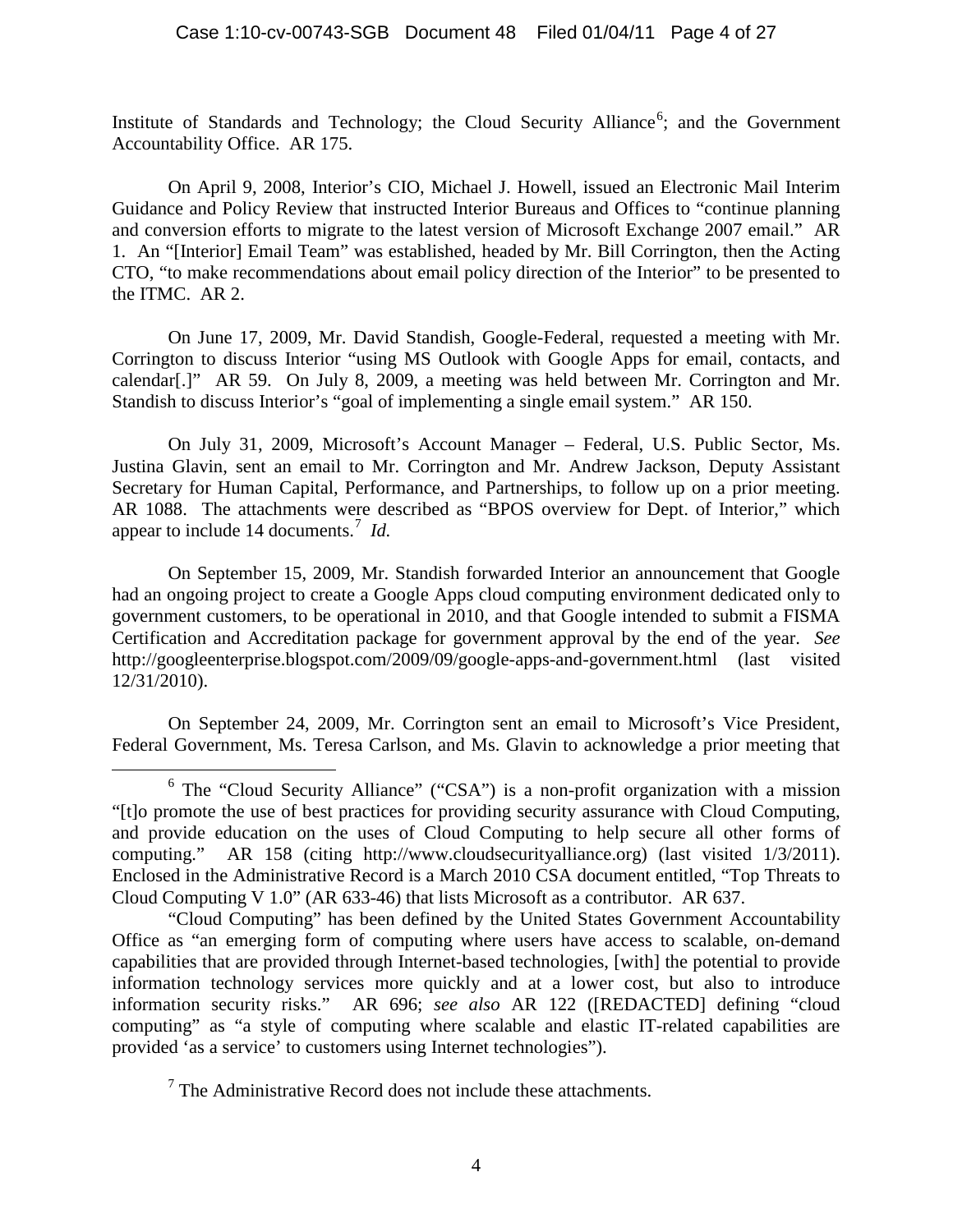Institute of Standards and Technology; the Cloud Security Alliance[6]; and the Government Accountability Office. AR 175.

On April 9, 2008, Interior's CIO, Michael J. Howell, issued an Electronic Mail Interim Guidance and Policy Review that instructed Interior Bureaus and Offices to "continue planning and conversion efforts to migrate to the latest version of Microsoft Exchange 2007 email." AR 1. An "[Interior] Email Team" was established, headed by Mr. Bill Corrington, then the Acting CTO, "to make recommendations about email policy direction of the Interior" to be presented to the ITMC. AR 2.

On June 17, 2009, Mr. David Standish, Google-Federal, requested a meeting with Mr. Corrington to discuss Interior "using MS Outlook with Google Apps for email, contacts, and calendar[.]" AR 59. On July 8, 2009, a meeting was held between Mr. Corrington and Mr. Standish to discuss Interior's "goal of implementing a single email system." AR 150.

On July 31, 2009, Microsoft's Account Manager – Federal, U.S. Public Sector, Ms. Justina Glavin, sent an email to Mr. Corrington and Mr. Andrew Jackson, Deputy Assistant Secretary for Human Capital, Performance, and Partnerships, to follow up on a prior meeting. AR 1088. The attachments were described as "BPOS overview for Dept. of Interior," which appear to include 14 documents.[7] *Id.*

On September 15, 2009, Mr. Standish forwarded Interior an announcement that Google had an ongoing project to create a Google Apps cloud computing environment dedicated only to government customers, to be operational in 2010, and that Google intended to submit a FISMA Certification and Accreditation package for government approval by the end of the year. *See* http://googleenterprise.blogspot.com/2009/09/google-apps-and-government.html (last visited 12/31/2010).

On September 24, 2009, Mr. Corrington sent an email to Microsoft's Vice President, Federal Government, Ms. Teresa Carlson, and Ms. Glavin to acknowledge a prior meeting that

---

[6] The "Cloud Security Alliance" ("CSA") is a non-profit organization with a mission "[t]o promote the use of best practices for providing security assurance with Cloud Computing, and provide education on the uses of Cloud Computing to help secure all other forms of computing." AR 158 (citing http://www.cloudsecurityalliance.org) (last visited 1/3/2011). Enclosed in the Administrative Record is a March 2010 CSA document entitled, "Top Threats to Cloud Computing V 1.0" (AR 633-46) that lists Microsoft as a contributor. AR 637.

"Cloud Computing" has been defined by the United States Government Accountability Office as "an emerging form of computing where users have access to scalable, on-demand capabilities that are provided through Internet-based technologies, [with] the potential to provide information technology services more quickly and at a lower cost, but also to introduce information security risks." AR 696; *see also* AR 122 ([REDACTED] defining "cloud computing" as "a style of computing where scalable and elastic IT-related capabilities are provided 'as a service' to customers using Internet technologies").

[7] The Administrative Record does not include these attachments.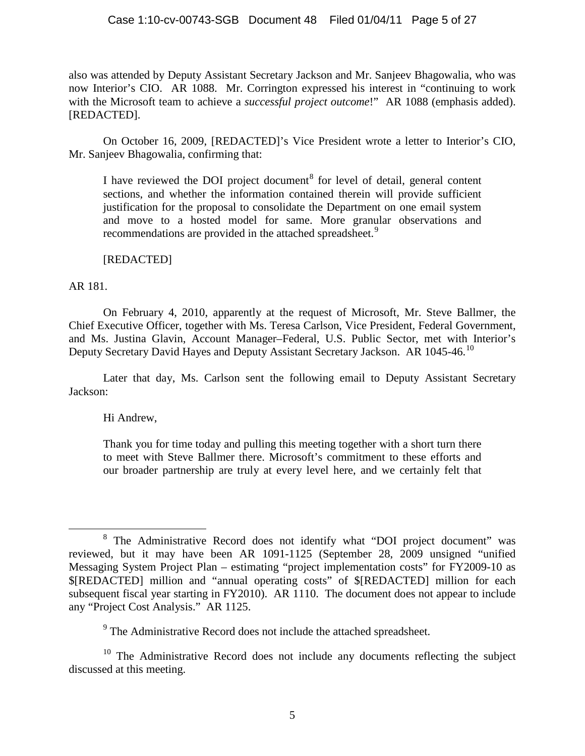also was attended by Deputy Assistant Secretary Jackson and Mr. Sanjeev Bhagowalia, who was now Interior's CIO. AR 1088. Mr. Corrington expressed his interest in "continuing to work with the Microsoft team to achieve a *successful project outcome*!" AR 1088 (emphasis added). [REDACTED].

On October 16, 2009, [REDACTED]'s Vice President wrote a letter to Interior's CIO, Mr. Sanjeev Bhagowalia, confirming that:

> I have reviewed the DOI project document[8] for level of detail, general content sections, and whether the information contained therein will provide sufficient justification for the proposal to consolidate the Department on one email system and move to a hosted model for same. More granular observations and recommendations are provided in the attached spreadsheet.[9]
>
> [REDACTED]

AR 181.

On February 4, 2010, apparently at the request of Microsoft, Mr. Steve Ballmer, the Chief Executive Officer, together with Ms. Teresa Carlson, Vice President, Federal Government, and Ms. Justina Glavin, Account Manager–Federal, U.S. Public Sector, met with Interior's Deputy Secretary David Hayes and Deputy Assistant Secretary Jackson. AR 1045-46.[10]

Later that day, Ms. Carlson sent the following email to Deputy Assistant Secretary Jackson:

> Hi Andrew,
>
> Thank you for time today and pulling this meeting together with a short turn there to meet with Steve Ballmer there. Microsoft's commitment to these efforts and our broader partnership are truly at every level here, and we certainly felt that

---

[8] The Administrative Record does not identify what "DOI project document" was reviewed, but it may have been AR 1091-1125 (September 28, 2009 unsigned "unified Messaging System Project Plan – estimating "project implementation costs" for FY2009-10 as $[REDACTED] million and "annual operating costs" of $[REDACTED] million for each subsequent fiscal year starting in FY2010). AR 1110. The document does not appear to include any "Project Cost Analysis." AR 1125.

[9] The Administrative Record does not include the attached spreadsheet.

[10] The Administrative Record does not include any documents reflecting the subject discussed at this meeting.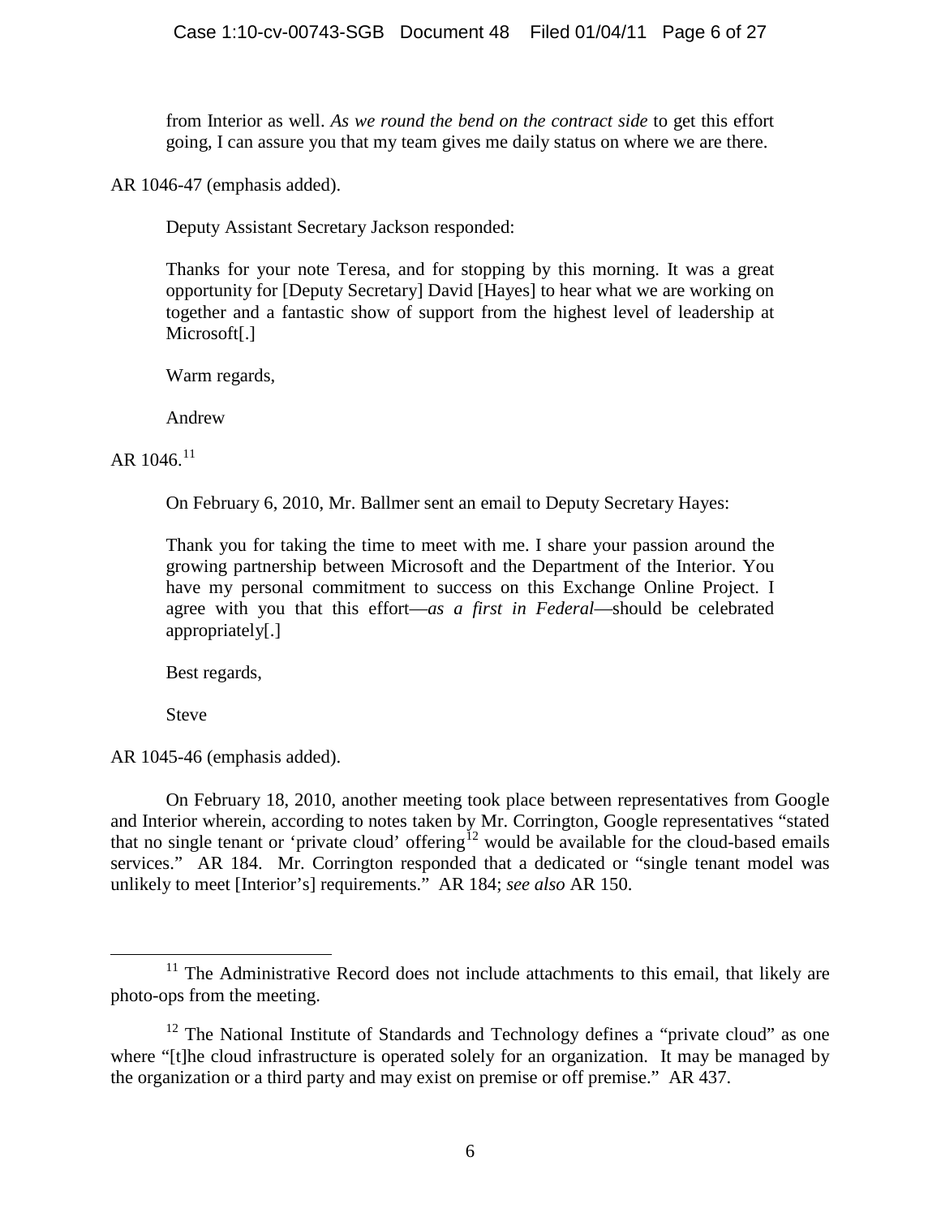> from Interior as well. *As we round the bend on the contract side* to get this effort going, I can assure you that my team gives me daily status on where we are there.

AR 1046-47 (emphasis added).

Deputy Assistant Secretary Jackson responded:

> Thanks for your note Teresa, and for stopping by this morning. It was a great opportunity for [Deputy Secretary] David [Hayes] to hear what we are working on together and a fantastic show of support from the highest level of leadership at Microsoft[.]
>
> Warm regards,
>
> Andrew

AR 1046.[11]

On February 6, 2010, Mr. Ballmer sent an email to Deputy Secretary Hayes:

> Thank you for taking the time to meet with me. I share your passion around the growing partnership between Microsoft and the Department of the Interior. You have my personal commitment to success on this Exchange Online Project. I agree with you that this effort—*as a first in Federal*—should be celebrated appropriately[.]
>
> Best regards,
>
> Steve

AR 1045-46 (emphasis added).

On February 18, 2010, another meeting took place between representatives from Google and Interior wherein, according to notes taken by Mr. Corrington, Google representatives "stated that no single tenant or 'private cloud' offering[12] would be available for the cloud-based emails services." AR 184. Mr. Corrington responded that a dedicated or "single tenant model was unlikely to meet [Interior's] requirements." AR 184; *see also* AR 150.

---

[11] The Administrative Record does not include attachments to this email, that likely are photo-ops from the meeting.

[12] The National Institute of Standards and Technology defines a "private cloud" as one where "[t]he cloud infrastructure is operated solely for an organization. It may be managed by the organization or a third party and may exist on premise or off premise." AR 437.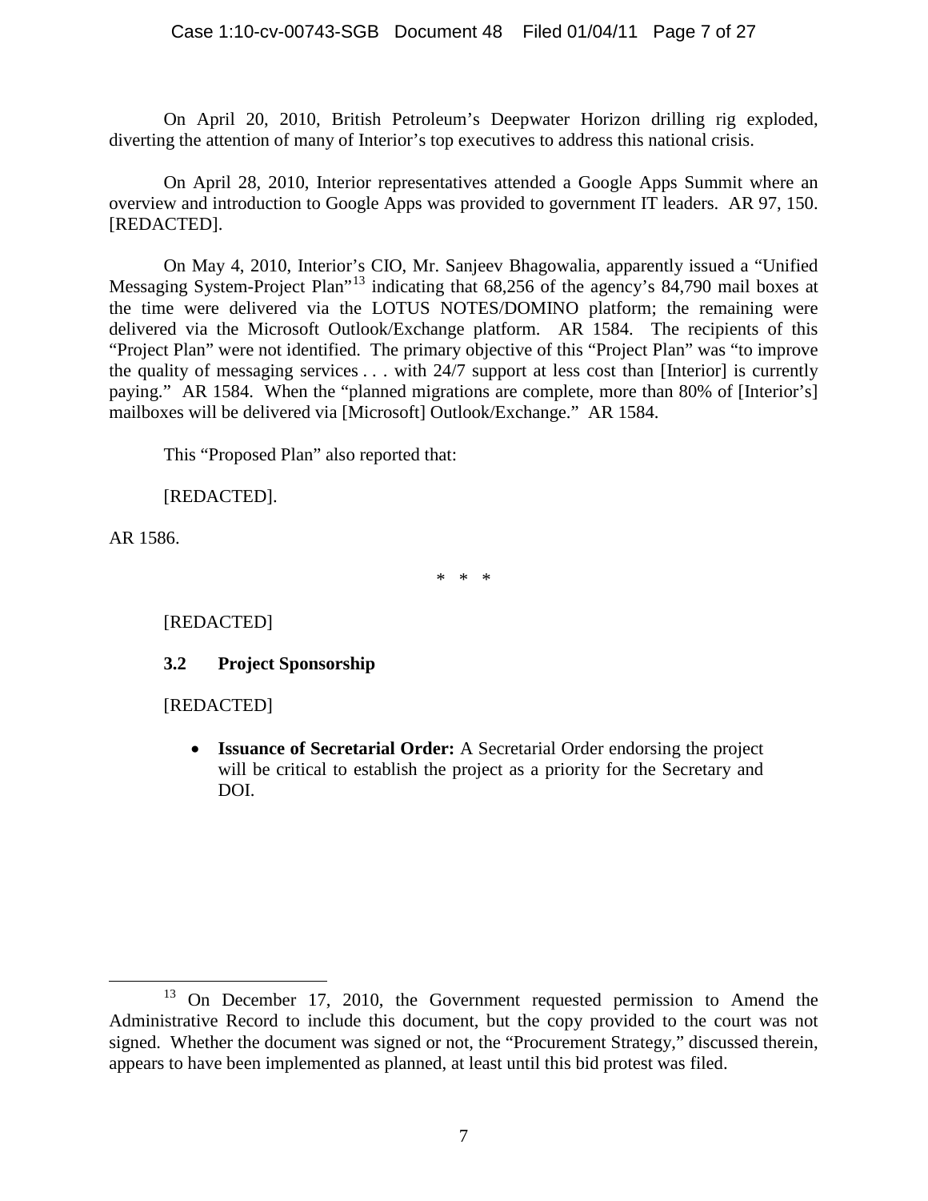On April 20, 2010, British Petroleum's Deepwater Horizon drilling rig exploded, diverting the attention of many of Interior's top executives to address this national crisis.

On April 28, 2010, Interior representatives attended a Google Apps Summit where an overview and introduction to Google Apps was provided to government IT leaders. AR 97, 150. [REDACTED].

On May 4, 2010, Interior's CIO, Mr. Sanjeev Bhagowalia, apparently issued a "Unified Messaging System-Project Plan"[13] indicating that 68,256 of the agency's 84,790 mail boxes at the time were delivered via the LOTUS NOTES/DOMINO platform; the remaining were delivered via the Microsoft Outlook/Exchange platform. AR 1584. The recipients of this "Project Plan" were not identified. The primary objective of this "Project Plan" was "to improve the quality of messaging services . . . with 24/7 support at less cost than [Interior] is currently paying." AR 1584. When the "planned migrations are complete, more than 80% of [Interior's] mailboxes will be delivered via [Microsoft] Outlook/Exchange." AR 1584.

This "Proposed Plan" also reported that:

> [REDACTED].

AR 1586.

\* \* \*

> [REDACTED]
>
> **3.2 Project Sponsorship**
>
> [REDACTED]
>
> - **Issuance of Secretarial Order:** A Secretarial Order endorsing the project will be critical to establish the project as a priority for the Secretary and DOI.

---

[13] On December 17, 2010, the Government requested permission to Amend the Administrative Record to include this document, but the copy provided to the court was not signed. Whether the document was signed or not, the "Procurement Strategy," discussed therein, appears to have been implemented as planned, at least until this bid protest was filed.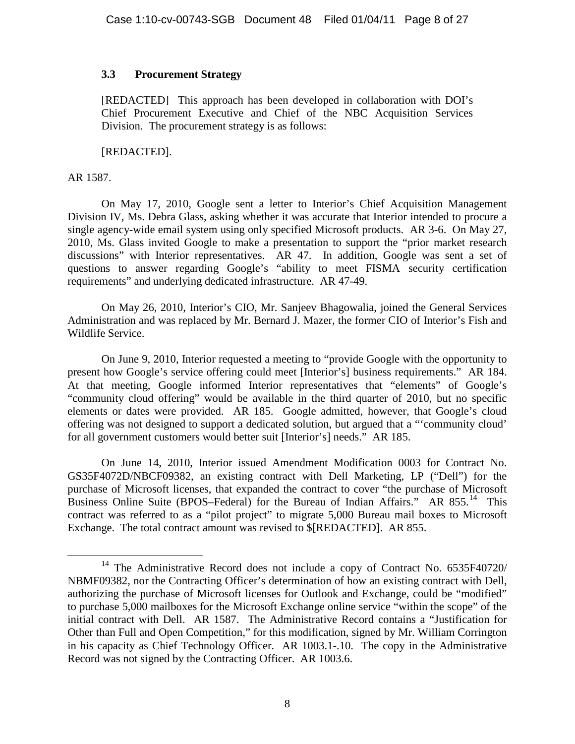### 3.3 Procurement Strategy

[REDACTED] This approach has been developed in collaboration with DOI's Chief Procurement Executive and Chief of the NBC Acquisition Services Division. The procurement strategy is as follows:

[REDACTED].

AR 1587.

On May 17, 2010, Google sent a letter to Interior's Chief Acquisition Management Division IV, Ms. Debra Glass, asking whether it was accurate that Interior intended to procure a single agency-wide email system using only specified Microsoft products. AR 3-6. On May 27, 2010, Ms. Glass invited Google to make a presentation to support the "prior market research discussions" with Interior representatives. AR 47. In addition, Google was sent a set of questions to answer regarding Google's "ability to meet FISMA security certification requirements" and underlying dedicated infrastructure. AR 47-49.

On May 26, 2010, Interior's CIO, Mr. Sanjeev Bhagowalia, joined the General Services Administration and was replaced by Mr. Bernard J. Mazer, the former CIO of Interior's Fish and Wildlife Service.

On June 9, 2010, Interior requested a meeting to "provide Google with the opportunity to present how Google's service offering could meet [Interior's] business requirements." AR 184. At that meeting, Google informed Interior representatives that "elements" of Google's "community cloud offering" would be available in the third quarter of 2010, but no specific elements or dates were provided. AR 185. Google admitted, however, that Google's cloud offering was not designed to support a dedicated solution, but argued that a "'community cloud' for all government customers would better suit [Interior's] needs." AR 185.

On June 14, 2010, Interior issued Amendment Modification 0003 for Contract No. GS35F4072D/NBCF09382, an existing contract with Dell Marketing, LP ("Dell") for the purchase of Microsoft licenses, that expanded the contract to cover "the purchase of Microsoft Business Online Suite (BPOS–Federal) for the Bureau of Indian Affairs." AR 855.[14] This contract was referred to as a "pilot project" to migrate 5,000 Bureau mail boxes to Microsoft Exchange. The total contract amount was revised to $[REDACTED]. AR 855.

[14] The Administrative Record does not include a copy of Contract No. 6535F40720/ NBMF09382, nor the Contracting Officer's determination of how an existing contract with Dell, authorizing the purchase of Microsoft licenses for Outlook and Exchange, could be "modified" to purchase 5,000 mailboxes for the Microsoft Exchange online service "within the scope" of the initial contract with Dell. AR 1587. The Administrative Record contains a "Justification for Other than Full and Open Competition," for this modification, signed by Mr. William Corrington in his capacity as Chief Technology Officer. AR 1003.1-.10. The copy in the Administrative Record was not signed by the Contracting Officer. AR 1003.6.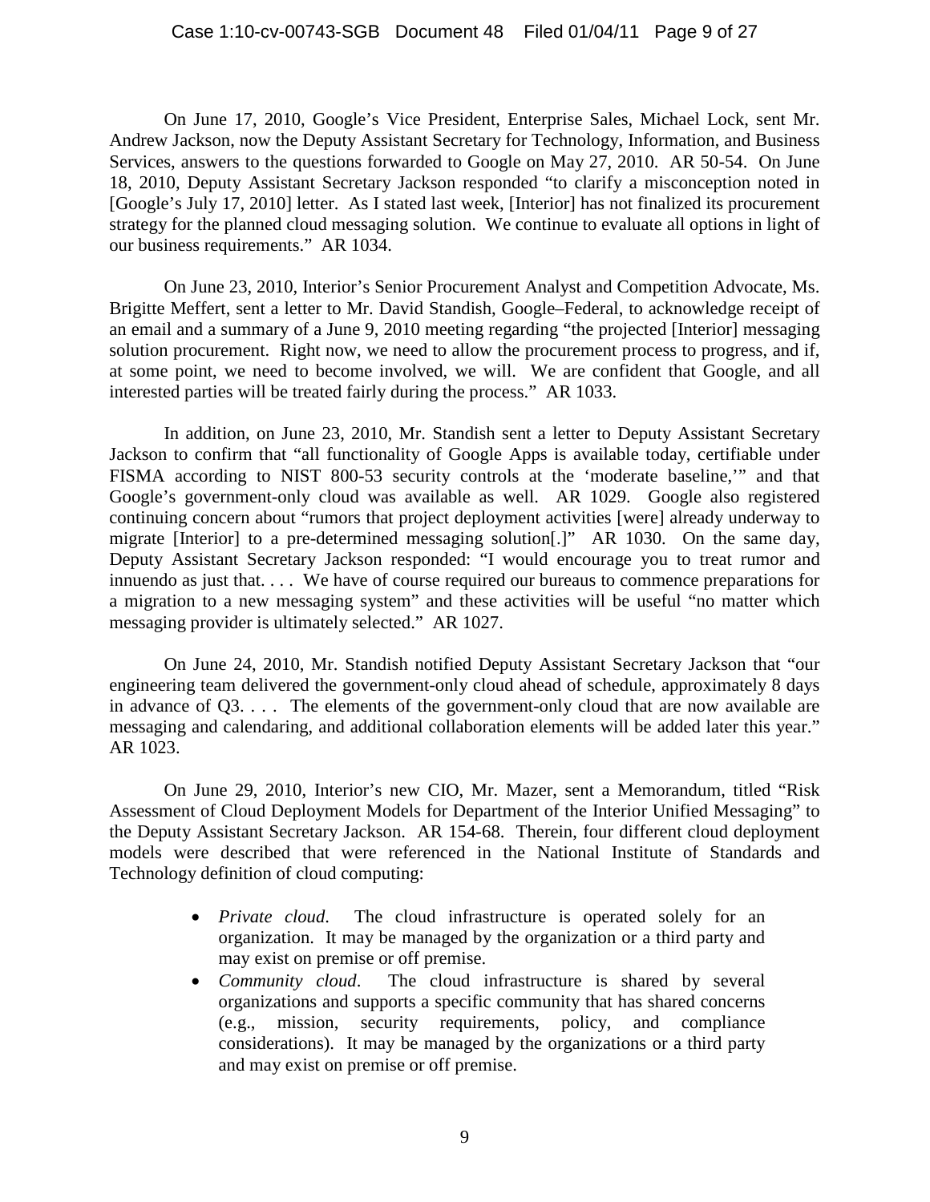On June 17, 2010, Google's Vice President, Enterprise Sales, Michael Lock, sent Mr. Andrew Jackson, now the Deputy Assistant Secretary for Technology, Information, and Business Services, answers to the questions forwarded to Google on May 27, 2010. AR 50-54. On June 18, 2010, Deputy Assistant Secretary Jackson responded "to clarify a misconception noted in [Google's July 17, 2010] letter. As I stated last week, [Interior] has not finalized its procurement strategy for the planned cloud messaging solution. We continue to evaluate all options in light of our business requirements." AR 1034.

On June 23, 2010, Interior's Senior Procurement Analyst and Competition Advocate, Ms. Brigitte Meffert, sent a letter to Mr. David Standish, Google–Federal, to acknowledge receipt of an email and a summary of a June 9, 2010 meeting regarding "the projected [Interior] messaging solution procurement. Right now, we need to allow the procurement process to progress, and if, at some point, we need to become involved, we will. We are confident that Google, and all interested parties will be treated fairly during the process." AR 1033.

In addition, on June 23, 2010, Mr. Standish sent a letter to Deputy Assistant Secretary Jackson to confirm that "all functionality of Google Apps is available today, certifiable under FISMA according to NIST 800-53 security controls at the 'moderate baseline,'" and that Google's government-only cloud was available as well. AR 1029. Google also registered continuing concern about "rumors that project deployment activities [were] already underway to migrate [Interior] to a pre-determined messaging solution[.]" AR 1030. On the same day, Deputy Assistant Secretary Jackson responded: "I would encourage you to treat rumor and innuendo as just that. . . . We have of course required our bureaus to commence preparations for a migration to a new messaging system" and these activities will be useful "no matter which messaging provider is ultimately selected." AR 1027.

On June 24, 2010, Mr. Standish notified Deputy Assistant Secretary Jackson that "our engineering team delivered the government-only cloud ahead of schedule, approximately 8 days in advance of Q3. . . . The elements of the government-only cloud that are now available are messaging and calendaring, and additional collaboration elements will be added later this year." AR 1023.

On June 29, 2010, Interior's new CIO, Mr. Mazer, sent a Memorandum, titled "Risk Assessment of Cloud Deployment Models for Department of the Interior Unified Messaging" to the Deputy Assistant Secretary Jackson. AR 154-68. Therein, four different cloud deployment models were described that were referenced in the National Institute of Standards and Technology definition of cloud computing:

- *Private cloud*. The cloud infrastructure is operated solely for an organization. It may be managed by the organization or a third party and may exist on premise or off premise.
- *Community cloud*. The cloud infrastructure is shared by several organizations and supports a specific community that has shared concerns (e.g., mission, security requirements, policy, and compliance considerations). It may be managed by the organizations or a third party and may exist on premise or off premise.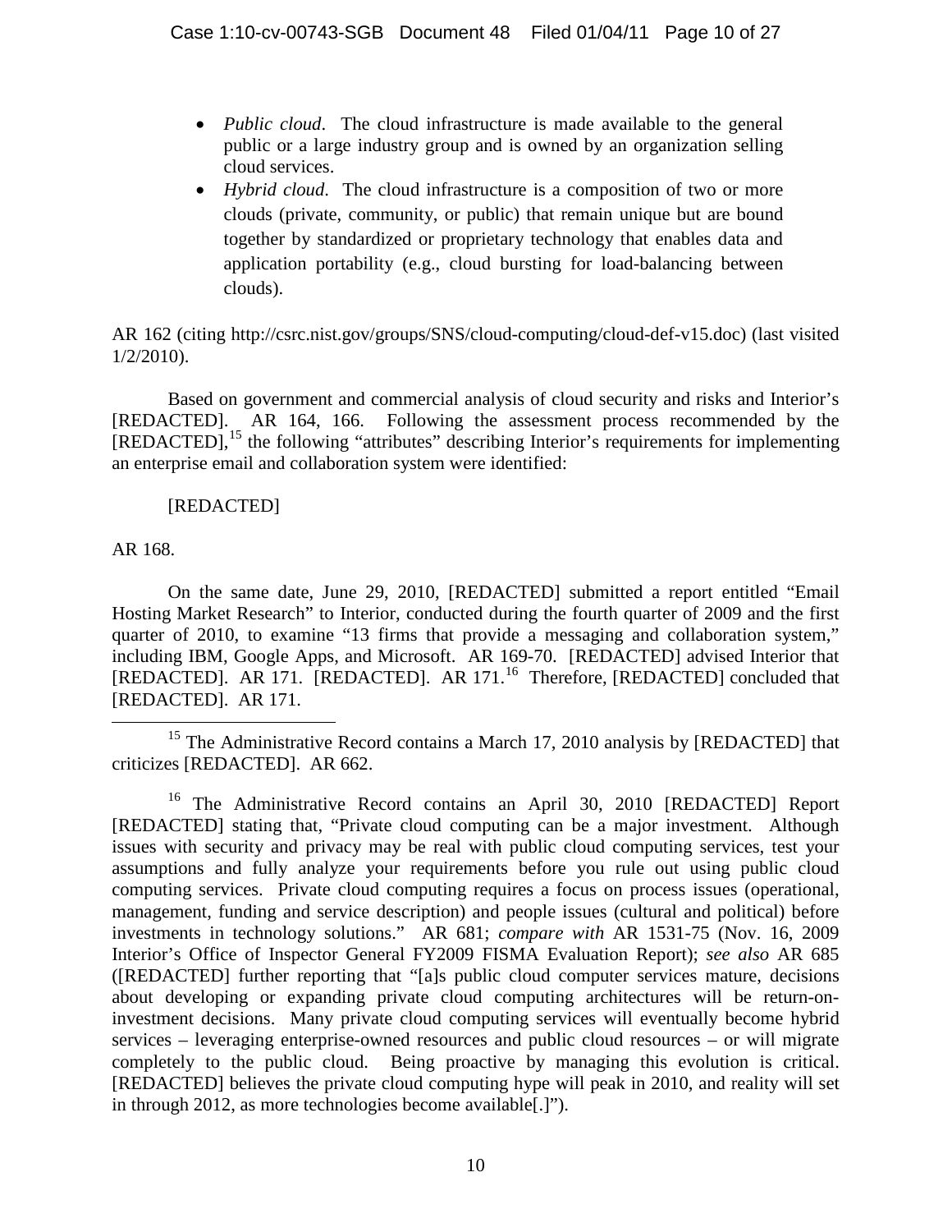- *Public cloud*. The cloud infrastructure is made available to the general public or a large industry group and is owned by an organization selling cloud services.
- *Hybrid cloud*. The cloud infrastructure is a composition of two or more clouds (private, community, or public) that remain unique but are bound together by standardized or proprietary technology that enables data and application portability (e.g., cloud bursting for load-balancing between clouds).

AR 162 (citing http://csrc.nist.gov/groups/SNS/cloud-computing/cloud-def-v15.doc) (last visited 1/2/2010).

Based on government and commercial analysis of cloud security and risks and Interior's [REDACTED]. AR 164, 166. Following the assessment process recommended by the [REDACTED],[15] the following "attributes" describing Interior's requirements for implementing an enterprise email and collaboration system were identified:

[REDACTED]

AR 168.

On the same date, June 29, 2010, [REDACTED] submitted a report entitled "Email Hosting Market Research" to Interior, conducted during the fourth quarter of 2009 and the first quarter of 2010, to examine "13 firms that provide a messaging and collaboration system," including IBM, Google Apps, and Microsoft. AR 169-70. [REDACTED] advised Interior that [REDACTED]. AR 171. [REDACTED]. AR 171.[16] Therefore, [REDACTED] concluded that [REDACTED]. AR 171.

---

[15] The Administrative Record contains a March 17, 2010 analysis by [REDACTED] that criticizes [REDACTED]. AR 662.

[16] The Administrative Record contains an April 30, 2010 [REDACTED] Report [REDACTED] stating that, "Private cloud computing can be a major investment. Although issues with security and privacy may be real with public cloud computing services, test your assumptions and fully analyze your requirements before you rule out using public cloud computing services. Private cloud computing requires a focus on process issues (operational, management, funding and service description) and people issues (cultural and political) before investments in technology solutions." AR 681; *compare with* AR 1531-75 (Nov. 16, 2009 Interior's Office of Inspector General FY2009 FISMA Evaluation Report); *see also* AR 685 ([REDACTED] further reporting that "[a]s public cloud computer services mature, decisions about developing or expanding private cloud computing architectures will be return-on-investment decisions. Many private cloud computing services will eventually become hybrid services – leveraging enterprise-owned resources and public cloud resources – or will migrate completely to the public cloud. Being proactive by managing this evolution is critical. [REDACTED] believes the private cloud computing hype will peak in 2010, and reality will set in through 2012, as more technologies become available[.]").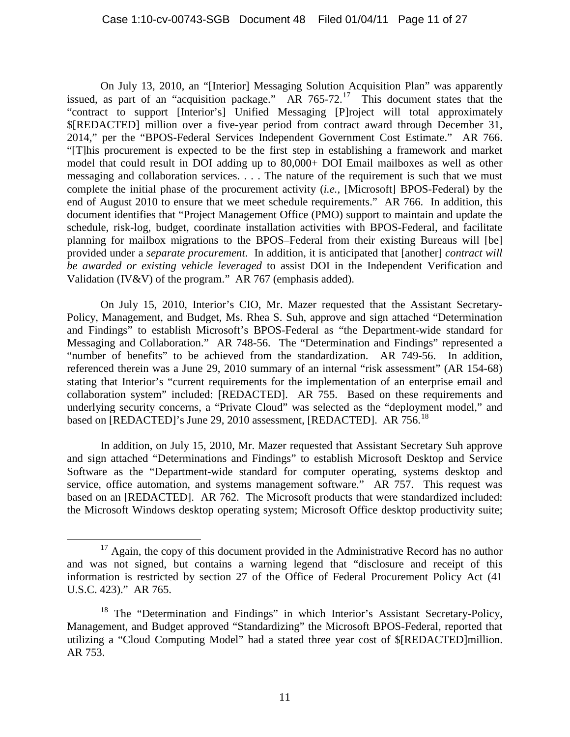On July 13, 2010, an "[Interior] Messaging Solution Acquisition Plan" was apparently issued, as part of an "acquisition package." AR 765-72.[17] This document states that the "contract to support [Interior's] Unified Messaging [P]roject will total approximately $[REDACTED] million over a five-year period from contract award through December 31, 2014," per the "BPOS-Federal Services Independent Government Cost Estimate." AR 766. "[T]his procurement is expected to be the first step in establishing a framework and market model that could result in DOI adding up to 80,000+ DOI Email mailboxes as well as other messaging and collaboration services. . . . The nature of the requirement is such that we must complete the initial phase of the procurement activity (*i.e.*, [Microsoft] BPOS-Federal) by the end of August 2010 to ensure that we meet schedule requirements." AR 766. In addition, this document identifies that "Project Management Office (PMO) support to maintain and update the schedule, risk-log, budget, coordinate installation activities with BPOS-Federal, and facilitate planning for mailbox migrations to the BPOS–Federal from their existing Bureaus will [be] provided under a *separate procurement*. In addition, it is anticipated that [another] *contract will be awarded or existing vehicle leveraged* to assist DOI in the Independent Verification and Validation (IV&V) of the program." AR 767 (emphasis added).

On July 15, 2010, Interior's CIO, Mr. Mazer requested that the Assistant Secretary-Policy, Management, and Budget, Ms. Rhea S. Suh, approve and sign attached "Determination and Findings" to establish Microsoft's BPOS-Federal as "the Department-wide standard for Messaging and Collaboration." AR 748-56. The "Determination and Findings" represented a "number of benefits" to be achieved from the standardization. AR 749-56. In addition, referenced therein was a June 29, 2010 summary of an internal "risk assessment" (AR 154-68) stating that Interior's "current requirements for the implementation of an enterprise email and collaboration system" included: [REDACTED]. AR 755. Based on these requirements and underlying security concerns, a "Private Cloud" was selected as the "deployment model," and based on [REDACTED]'s June 29, 2010 assessment, [REDACTED]. AR 756.[18]

In addition, on July 15, 2010, Mr. Mazer requested that Assistant Secretary Suh approve and sign attached "Determinations and Findings" to establish Microsoft Desktop and Service Software as the "Department-wide standard for computer operating, systems desktop and service, office automation, and systems management software." AR 757. This request was based on an [REDACTED]. AR 762. The Microsoft products that were standardized included: the Microsoft Windows desktop operating system; Microsoft Office desktop productivity suite;

---

[17] Again, the copy of this document provided in the Administrative Record has no author and was not signed, but contains a warning legend that "disclosure and receipt of this information is restricted by section 27 of the Office of Federal Procurement Policy Act (41 U.S.C. 423)." AR 765.

[18] The "Determination and Findings" in which Interior's Assistant Secretary-Policy, Management, and Budget approved "Standardizing" the Microsoft BPOS-Federal, reported that utilizing a "Cloud Computing Model" had a stated three year cost of $[REDACTED]million. AR 753.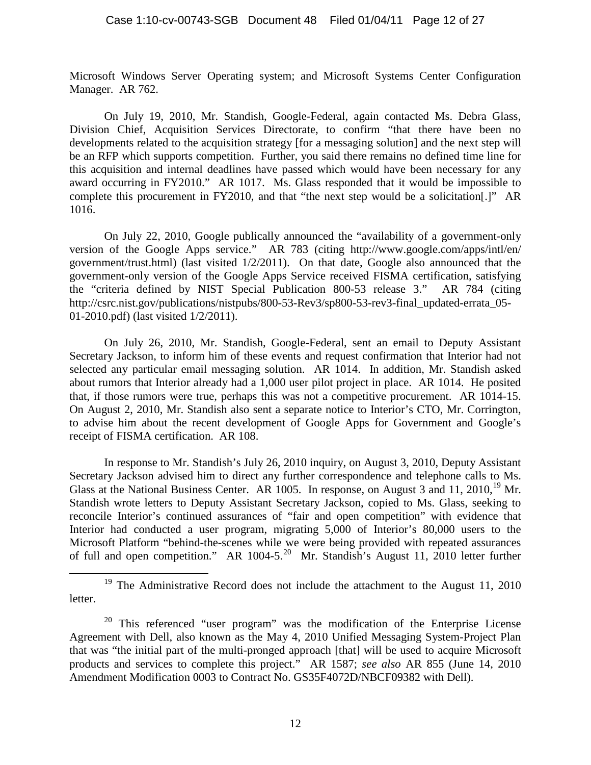Microsoft Windows Server Operating system; and Microsoft Systems Center Configuration Manager. AR 762.

On July 19, 2010, Mr. Standish, Google-Federal, again contacted Ms. Debra Glass, Division Chief, Acquisition Services Directorate, to confirm "that there have been no developments related to the acquisition strategy [for a messaging solution] and the next step will be an RFP which supports competition. Further, you said there remains no defined time line for this acquisition and internal deadlines have passed which would have been necessary for any award occurring in FY2010." AR 1017. Ms. Glass responded that it would be impossible to complete this procurement in FY2010, and that "the next step would be a solicitation[.]" AR 1016.

On July 22, 2010, Google publically announced the "availability of a government-only version of the Google Apps service." AR 783 (citing http://www.google.com/apps/intl/en/government/trust.html) (last visited 1/2/2011). On that date, Google also announced that the government-only version of the Google Apps Service received FISMA certification, satisfying the "criteria defined by NIST Special Publication 800-53 release 3." AR 784 (citing http://csrc.nist.gov/publications/nistpubs/800-53-Rev3/sp800-53-rev3-final_updated-errata_05-01-2010.pdf) (last visited 1/2/2011).

On July 26, 2010, Mr. Standish, Google-Federal, sent an email to Deputy Assistant Secretary Jackson, to inform him of these events and request confirmation that Interior had not selected any particular email messaging solution. AR 1014. In addition, Mr. Standish asked about rumors that Interior already had a 1,000 user pilot project in place. AR 1014. He posited that, if those rumors were true, perhaps this was not a competitive procurement. AR 1014-15. On August 2, 2010, Mr. Standish also sent a separate notice to Interior's CTO, Mr. Corrington, to advise him about the recent development of Google Apps for Government and Google's receipt of FISMA certification. AR 108.

In response to Mr. Standish's July 26, 2010 inquiry, on August 3, 2010, Deputy Assistant Secretary Jackson advised him to direct any further correspondence and telephone calls to Ms. Glass at the National Business Center. AR 1005. In response, on August 3 and 11, 2010,[19] Mr. Standish wrote letters to Deputy Assistant Secretary Jackson, copied to Ms. Glass, seeking to reconcile Interior's continued assurances of "fair and open competition" with evidence that Interior had conducted a user program, migrating 5,000 of Interior's 80,000 users to the Microsoft Platform "behind-the-scenes while we were being provided with repeated assurances of full and open competition." AR 1004-5.[20] Mr. Standish's August 11, 2010 letter further

[19] The Administrative Record does not include the attachment to the August 11, 2010 letter.

[20] This referenced "user program" was the modification of the Enterprise License Agreement with Dell, also known as the May 4, 2010 Unified Messaging System-Project Plan that was "the initial part of the multi-pronged approach [that] will be used to acquire Microsoft products and services to complete this project." AR 1587; *see also* AR 855 (June 14, 2010 Amendment Modification 0003 to Contract No. GS35F4072D/NBCF09382 with Dell).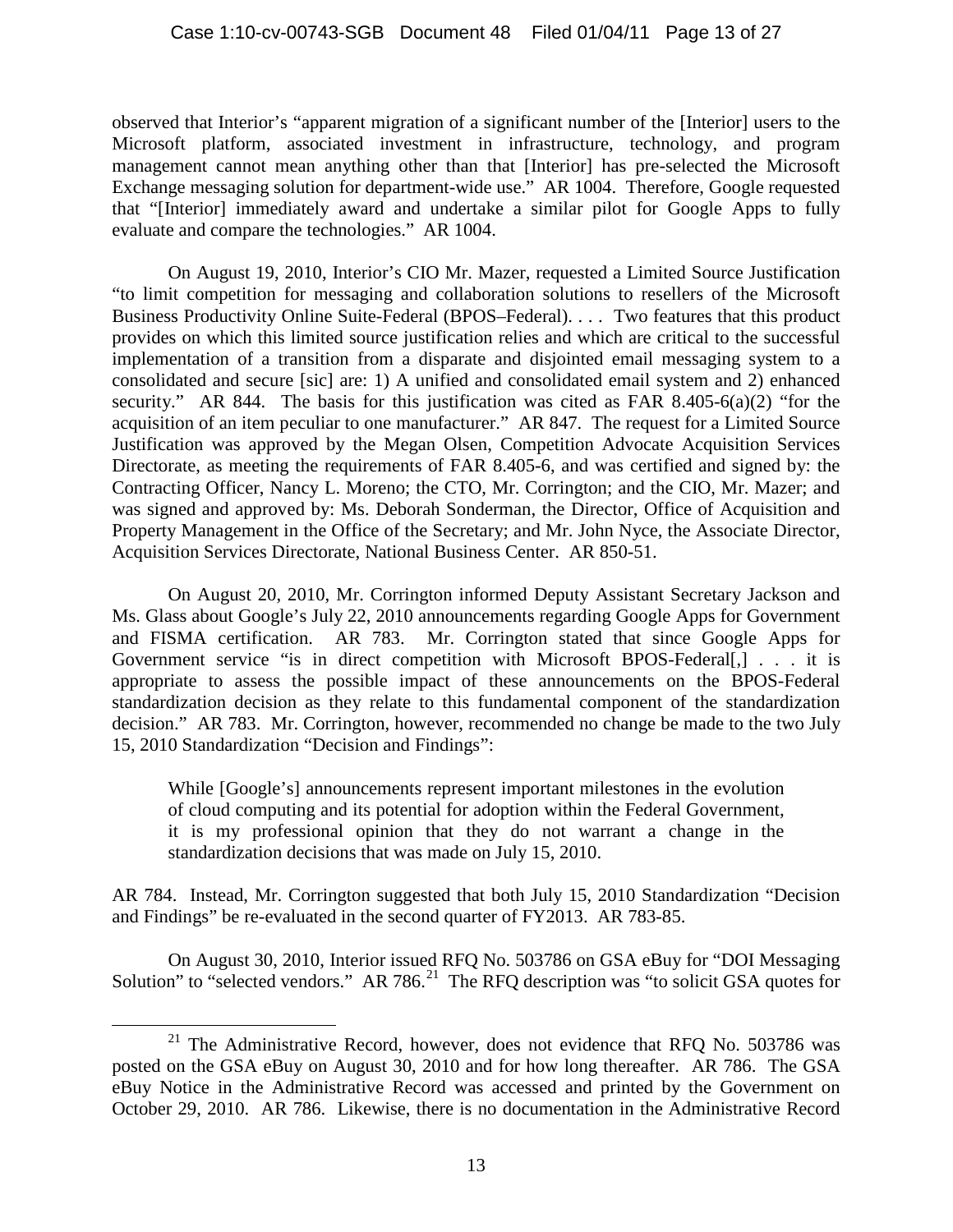observed that Interior's "apparent migration of a significant number of the [Interior] users to the Microsoft platform, associated investment in infrastructure, technology, and program management cannot mean anything other than that [Interior] has pre-selected the Microsoft Exchange messaging solution for department-wide use." AR 1004. Therefore, Google requested that "[Interior] immediately award and undertake a similar pilot for Google Apps to fully evaluate and compare the technologies." AR 1004.

On August 19, 2010, Interior's CIO Mr. Mazer, requested a Limited Source Justification "to limit competition for messaging and collaboration solutions to resellers of the Microsoft Business Productivity Online Suite-Federal (BPOS–Federal). . . . Two features that this product provides on which this limited source justification relies and which are critical to the successful implementation of a transition from a disparate and disjointed email messaging system to a consolidated and secure [sic] are: 1) A unified and consolidated email system and 2) enhanced security." AR 844. The basis for this justification was cited as FAR 8.405-6(a)(2) "for the acquisition of an item peculiar to one manufacturer." AR 847. The request for a Limited Source Justification was approved by the Megan Olsen, Competition Advocate Acquisition Services Directorate, as meeting the requirements of FAR 8.405-6, and was certified and signed by: the Contracting Officer, Nancy L. Moreno; the CTO, Mr. Corrington; and the CIO, Mr. Mazer; and was signed and approved by: Ms. Deborah Sonderman, the Director, Office of Acquisition and Property Management in the Office of the Secretary; and Mr. John Nyce, the Associate Director, Acquisition Services Directorate, National Business Center. AR 850-51.

On August 20, 2010, Mr. Corrington informed Deputy Assistant Secretary Jackson and Ms. Glass about Google's July 22, 2010 announcements regarding Google Apps for Government and FISMA certification. AR 783. Mr. Corrington stated that since Google Apps for Government service "is in direct competition with Microsoft BPOS-Federal[,] . . . it is appropriate to assess the possible impact of these announcements on the BPOS-Federal standardization decision as they relate to this fundamental component of the standardization decision." AR 783. Mr. Corrington, however, recommended no change be made to the two July 15, 2010 Standardization "Decision and Findings":

> While [Google's] announcements represent important milestones in the evolution of cloud computing and its potential for adoption within the Federal Government, it is my professional opinion that they do not warrant a change in the standardization decisions that was made on July 15, 2010.

AR 784. Instead, Mr. Corrington suggested that both July 15, 2010 Standardization "Decision and Findings" be re-evaluated in the second quarter of FY2013. AR 783-85.

On August 30, 2010, Interior issued RFQ No. 503786 on GSA eBuy for "DOI Messaging Solution" to "selected vendors." AR 786.[21] The RFQ description was "to solicit GSA quotes for

[21] The Administrative Record, however, does not evidence that RFQ No. 503786 was posted on the GSA eBuy on August 30, 2010 and for how long thereafter. AR 786. The GSA eBuy Notice in the Administrative Record was accessed and printed by the Government on October 29, 2010. AR 786. Likewise, there is no documentation in the Administrative Record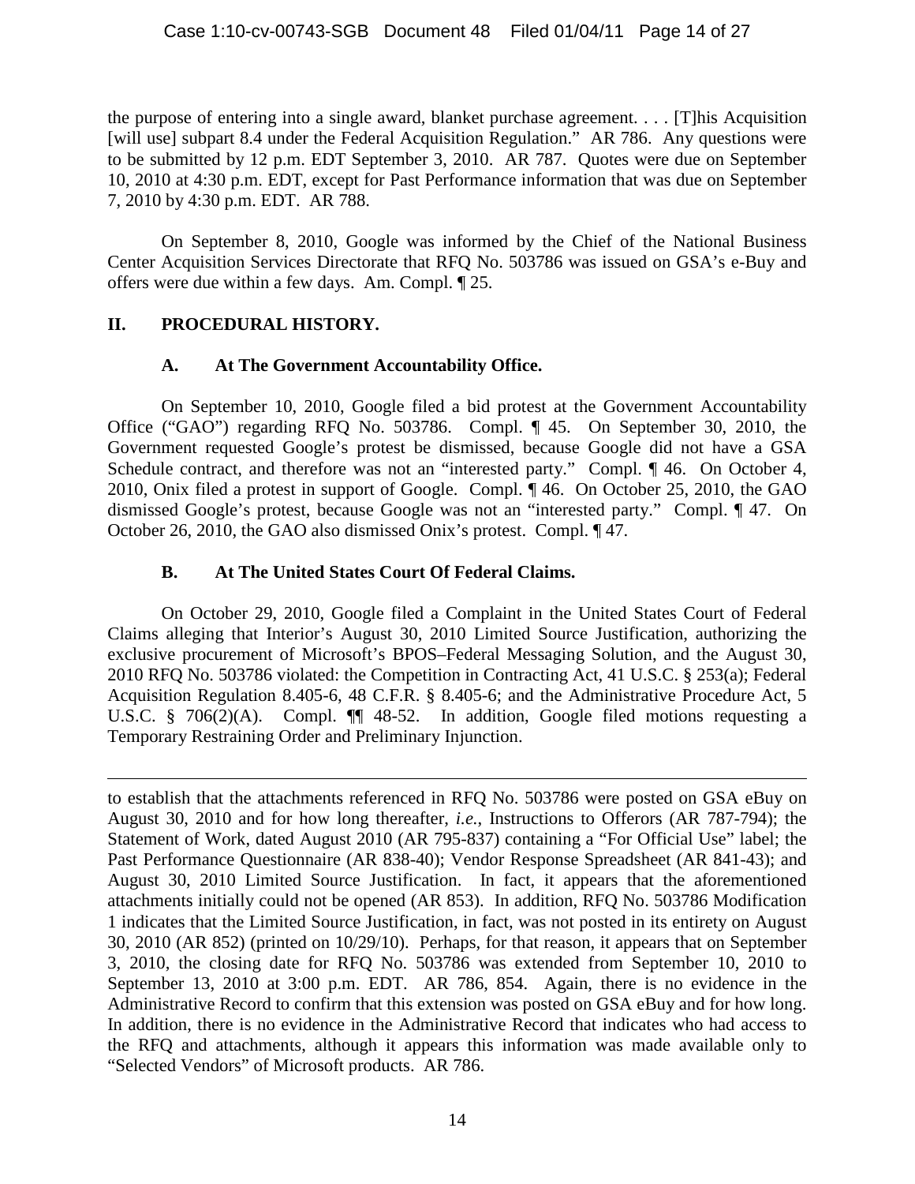the purpose of entering into a single award, blanket purchase agreement. . . . [T]his Acquisition [will use] subpart 8.4 under the Federal Acquisition Regulation." AR 786. Any questions were to be submitted by 12 p.m. EDT September 3, 2010. AR 787. Quotes were due on September 10, 2010 at 4:30 p.m. EDT, except for Past Performance information that was due on September 7, 2010 by 4:30 p.m. EDT. AR 788.

On September 8, 2010, Google was informed by the Chief of the National Business Center Acquisition Services Directorate that RFQ No. 503786 was issued on GSA's e-Buy and offers were due within a few days. Am. Compl. ¶ 25.

## II. PROCEDURAL HISTORY.

### A. At The Government Accountability Office.

On September 10, 2010, Google filed a bid protest at the Government Accountability Office ("GAO") regarding RFQ No. 503786. Compl. ¶ 45. On September 30, 2010, the Government requested Google's protest be dismissed, because Google did not have a GSA Schedule contract, and therefore was not an "interested party." Compl. ¶ 46. On October 4, 2010, Onix filed a protest in support of Google. Compl. ¶ 46. On October 25, 2010, the GAO dismissed Google's protest, because Google was not an "interested party." Compl. ¶ 47. On October 26, 2010, the GAO also dismissed Onix's protest. Compl. ¶ 47.

### B. At The United States Court Of Federal Claims.

On October 29, 2010, Google filed a Complaint in the United States Court of Federal Claims alleging that Interior's August 30, 2010 Limited Source Justification, authorizing the exclusive procurement of Microsoft's BPOS–Federal Messaging Solution, and the August 30, 2010 RFQ No. 503786 violated: the Competition in Contracting Act, 41 U.S.C. § 253(a); Federal Acquisition Regulation 8.405-6, 48 C.F.R. § 8.405-6; and the Administrative Procedure Act, 5 U.S.C. § 706(2)(A). Compl. ¶¶ 48-52. In addition, Google filed motions requesting a Temporary Restraining Order and Preliminary Injunction.

---

to establish that the attachments referenced in RFQ No. 503786 were posted on GSA eBuy on August 30, 2010 and for how long thereafter, *i.e.*, Instructions to Offerors (AR 787-794); the Statement of Work, dated August 2010 (AR 795-837) containing a "For Official Use" label; the Past Performance Questionnaire (AR 838-40); Vendor Response Spreadsheet (AR 841-43); and August 30, 2010 Limited Source Justification. In fact, it appears that the aforementioned attachments initially could not be opened (AR 853). In addition, RFQ No. 503786 Modification 1 indicates that the Limited Source Justification, in fact, was not posted in its entirety on August 30, 2010 (AR 852) (printed on 10/29/10). Perhaps, for that reason, it appears that on September 3, 2010, the closing date for RFQ No. 503786 was extended from September 10, 2010 to September 13, 2010 at 3:00 p.m. EDT. AR 786, 854. Again, there is no evidence in the Administrative Record to confirm that this extension was posted on GSA eBuy and for how long. In addition, there is no evidence in the Administrative Record that indicates who had access to the RFQ and attachments, although it appears this information was made available only to "Selected Vendors" of Microsoft products. AR 786.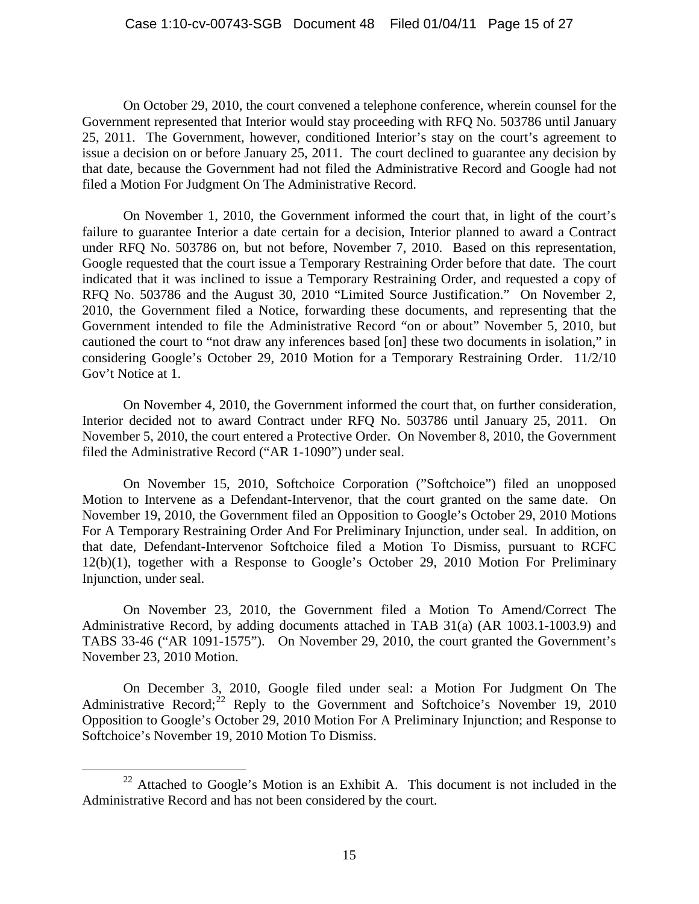On October 29, 2010, the court convened a telephone conference, wherein counsel for the Government represented that Interior would stay proceeding with RFQ No. 503786 until January 25, 2011. The Government, however, conditioned Interior's stay on the court's agreement to issue a decision on or before January 25, 2011. The court declined to guarantee any decision by that date, because the Government had not filed the Administrative Record and Google had not filed a Motion For Judgment On The Administrative Record.

On November 1, 2010, the Government informed the court that, in light of the court's failure to guarantee Interior a date certain for a decision, Interior planned to award a Contract under RFQ No. 503786 on, but not before, November 7, 2010. Based on this representation, Google requested that the court issue a Temporary Restraining Order before that date. The court indicated that it was inclined to issue a Temporary Restraining Order, and requested a copy of RFQ No. 503786 and the August 30, 2010 "Limited Source Justification." On November 2, 2010, the Government filed a Notice, forwarding these documents, and representing that the Government intended to file the Administrative Record "on or about" November 5, 2010, but cautioned the court to "not draw any inferences based [on] these two documents in isolation," in considering Google's October 29, 2010 Motion for a Temporary Restraining Order. 11/2/10 Gov't Notice at 1.

On November 4, 2010, the Government informed the court that, on further consideration, Interior decided not to award Contract under RFQ No. 503786 until January 25, 2011. On November 5, 2010, the court entered a Protective Order. On November 8, 2010, the Government filed the Administrative Record ("AR 1-1090") under seal.

On November 15, 2010, Softchoice Corporation ("Softchoice") filed an unopposed Motion to Intervene as a Defendant-Intervenor, that the court granted on the same date. On November 19, 2010, the Government filed an Opposition to Google's October 29, 2010 Motions For A Temporary Restraining Order And For Preliminary Injunction, under seal. In addition, on that date, Defendant-Intervenor Softchoice filed a Motion To Dismiss, pursuant to RCFC 12(b)(1), together with a Response to Google's October 29, 2010 Motion For Preliminary Injunction, under seal.

On November 23, 2010, the Government filed a Motion To Amend/Correct The Administrative Record, by adding documents attached in TAB 31(a) (AR 1003.1-1003.9) and TABS 33-46 ("AR 1091-1575"). On November 29, 2010, the court granted the Government's November 23, 2010 Motion.

On December 3, 2010, Google filed under seal: a Motion For Judgment On The Administrative Record;[22] Reply to the Government and Softchoice's November 19, 2010 Opposition to Google's October 29, 2010 Motion For A Preliminary Injunction; and Response to Softchoice's November 19, 2010 Motion To Dismiss.

---

[22] Attached to Google's Motion is an Exhibit A. This document is not included in the Administrative Record and has not been considered by the court.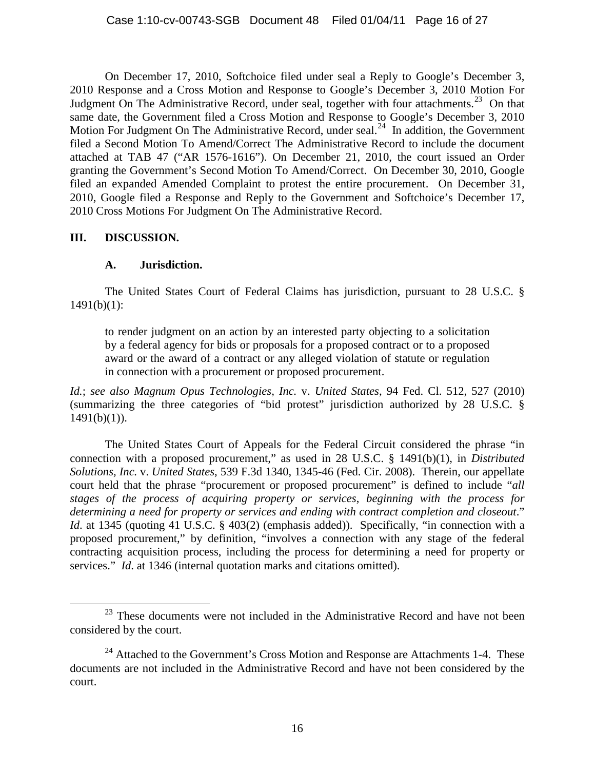On December 17, 2010, Softchoice filed under seal a Reply to Google's December 3, 2010 Response and a Cross Motion and Response to Google's December 3, 2010 Motion For Judgment On The Administrative Record, under seal, together with four attachments.[23] On that same date, the Government filed a Cross Motion and Response to Google's December 3, 2010 Motion For Judgment On The Administrative Record, under seal.[24] In addition, the Government filed a Second Motion To Amend/Correct The Administrative Record to include the document attached at TAB 47 ("AR 1576-1616"). On December 21, 2010, the court issued an Order granting the Government's Second Motion To Amend/Correct. On December 30, 2010, Google filed an expanded Amended Complaint to protest the entire procurement. On December 31, 2010, Google filed a Response and Reply to the Government and Softchoice's December 17, 2010 Cross Motions For Judgment On The Administrative Record.

## III. DISCUSSION.

### A. Jurisdiction.

The United States Court of Federal Claims has jurisdiction, pursuant to 28 U.S.C. § 1491(b)(1):

> to render judgment on an action by an interested party objecting to a solicitation by a federal agency for bids or proposals for a proposed contract or to a proposed award or the award of a contract or any alleged violation of statute or regulation in connection with a procurement or proposed procurement.

*Id.*; *see also Magnum Opus Technologies, Inc.* v. *United States*, 94 Fed. Cl. 512, 527 (2010) (summarizing the three categories of "bid protest" jurisdiction authorized by 28 U.S.C. § 1491(b)(1)).

The United States Court of Appeals for the Federal Circuit considered the phrase "in connection with a proposed procurement," as used in 28 U.S.C. § 1491(b)(1), in *Distributed Solutions, Inc.* v. *United States*, 539 F.3d 1340, 1345-46 (Fed. Cir. 2008). Therein, our appellate court held that the phrase "procurement or proposed procurement" is defined to include "*all stages of the process of acquiring property or services*, *beginning with the process for determining a need for property or services and ending with contract completion and closeout*." *Id.* at 1345 (quoting 41 U.S.C. § 403(2) (emphasis added)). Specifically, "in connection with a proposed procurement," by definition, "involves a connection with any stage of the federal contracting acquisition process, including the process for determining a need for property or services." *Id.* at 1346 (internal quotation marks and citations omitted).

---

[23] These documents were not included in the Administrative Record and have not been considered by the court.

[24] Attached to the Government's Cross Motion and Response are Attachments 1-4. These documents are not included in the Administrative Record and have not been considered by the court.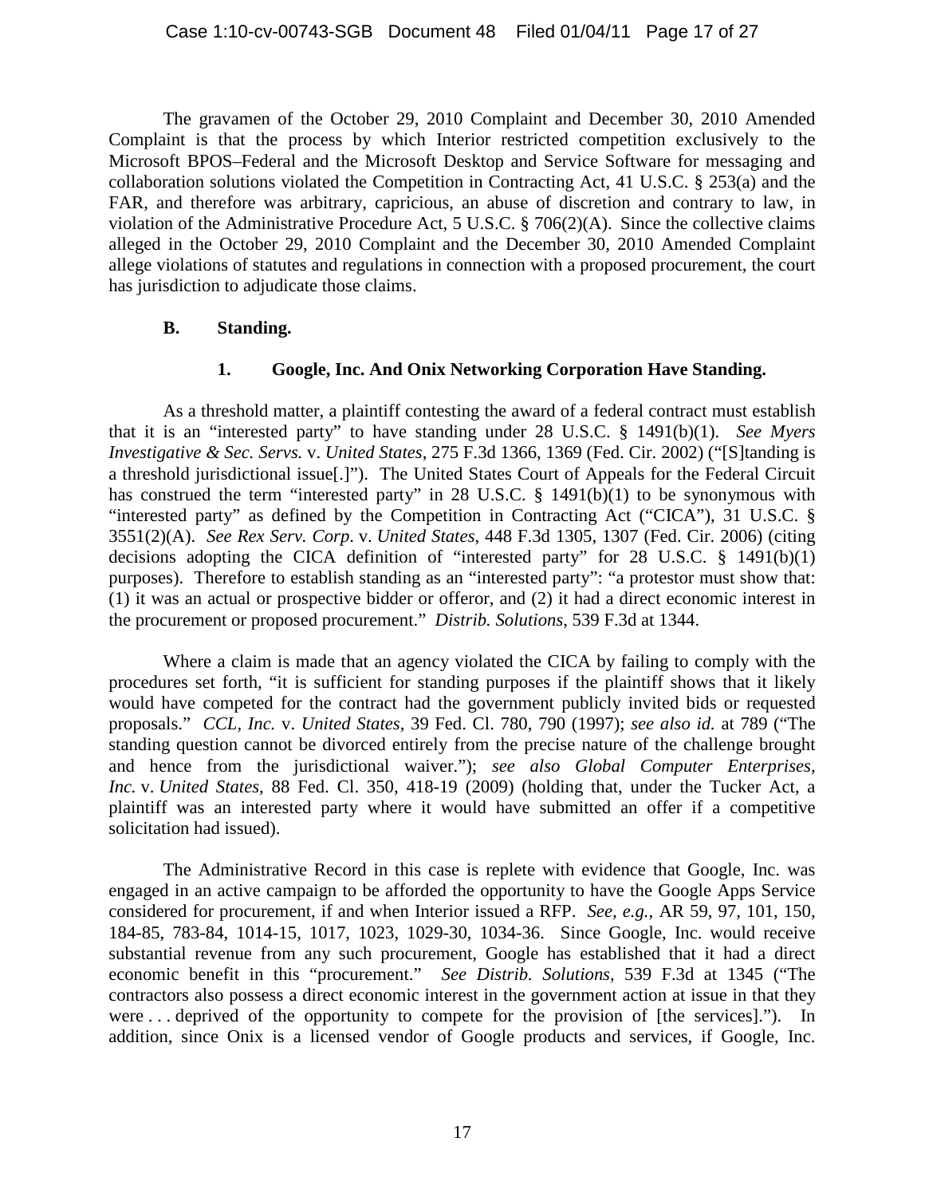The gravamen of the October 29, 2010 Complaint and December 30, 2010 Amended Complaint is that the process by which Interior restricted competition exclusively to the Microsoft BPOS–Federal and the Microsoft Desktop and Service Software for messaging and collaboration solutions violated the Competition in Contracting Act, 41 U.S.C. § 253(a) and the FAR, and therefore was arbitrary, capricious, an abuse of discretion and contrary to law, in violation of the Administrative Procedure Act, 5 U.S.C. § 706(2)(A). Since the collective claims alleged in the October 29, 2010 Complaint and the December 30, 2010 Amended Complaint allege violations of statutes and regulations in connection with a proposed procurement, the court has jurisdiction to adjudicate those claims.

### B. Standing.

#### 1. Google, Inc. And Onix Networking Corporation Have Standing.

As a threshold matter, a plaintiff contesting the award of a federal contract must establish that it is an "interested party" to have standing under 28 U.S.C. § 1491(b)(1). *See Myers Investigative & Sec. Servs.* v. *United States*, 275 F.3d 1366, 1369 (Fed. Cir. 2002) ("[S]tanding is a threshold jurisdictional issue[.]"). The United States Court of Appeals for the Federal Circuit has construed the term "interested party" in 28 U.S.C. § 1491(b)(1) to be synonymous with "interested party" as defined by the Competition in Contracting Act ("CICA"), 31 U.S.C. § 3551(2)(A). *See Rex Serv. Corp*. v. *United States*, 448 F.3d 1305, 1307 (Fed. Cir. 2006) (citing decisions adopting the CICA definition of "interested party" for 28 U.S.C. § 1491(b)(1) purposes). Therefore to establish standing as an "interested party": "a protestor must show that: (1) it was an actual or prospective bidder or offeror, and (2) it had a direct economic interest in the procurement or proposed procurement." *Distrib. Solutions,* 539 F.3d at 1344.

Where a claim is made that an agency violated the CICA by failing to comply with the procedures set forth, "it is sufficient for standing purposes if the plaintiff shows that it likely would have competed for the contract had the government publicly invited bids or requested proposals." *CCL, Inc.* v. *United States,* 39 Fed. Cl. 780, 790 (1997); *see also id.* at 789 ("The standing question cannot be divorced entirely from the precise nature of the challenge brought and hence from the jurisdictional waiver."); *see also Global Computer Enterprises, Inc.* v. *United States*, 88 Fed. Cl. 350, 418-19 (2009) (holding that, under the Tucker Act, a plaintiff was an interested party where it would have submitted an offer if a competitive solicitation had issued).

The Administrative Record in this case is replete with evidence that Google, Inc. was engaged in an active campaign to be afforded the opportunity to have the Google Apps Service considered for procurement, if and when Interior issued a RFP. *See, e.g.*, AR 59, 97, 101, 150, 184-85, 783-84, 1014-15, 1017, 1023, 1029-30, 1034-36. Since Google, Inc. would receive substantial revenue from any such procurement, Google has established that it had a direct economic benefit in this "procurement." *See Distrib. Solutions*, 539 F.3d at 1345 ("The contractors also possess a direct economic interest in the government action at issue in that they were . . . deprived of the opportunity to compete for the provision of [the services]."). In addition, since Onix is a licensed vendor of Google products and services, if Google, Inc.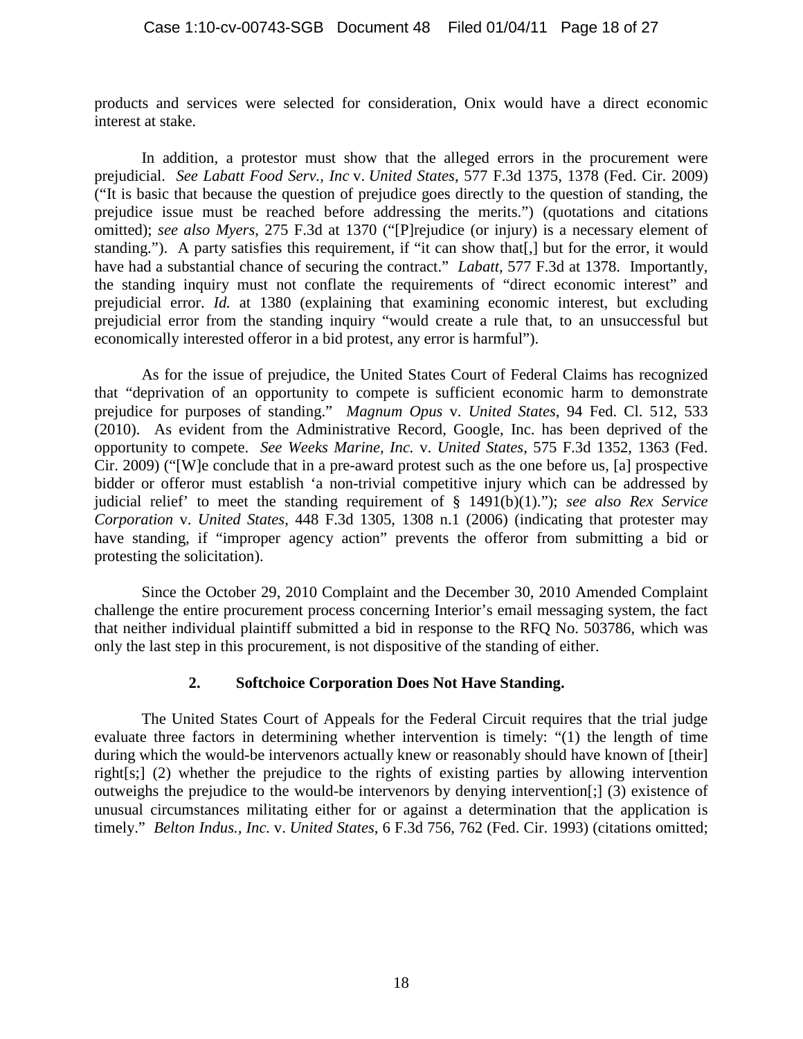products and services were selected for consideration, Onix would have a direct economic interest at stake.

In addition, a protestor must show that the alleged errors in the procurement were prejudicial. *See Labatt Food Serv., Inc* v. *United States*, 577 F.3d 1375, 1378 (Fed. Cir. 2009) ("It is basic that because the question of prejudice goes directly to the question of standing, the prejudice issue must be reached before addressing the merits.") (quotations and citations omitted); *see also Myers*, 275 F.3d at 1370 ("[P]rejudice (or injury) is a necessary element of standing."). A party satisfies this requirement, if "it can show that[,] but for the error, it would have had a substantial chance of securing the contract." *Labatt,* 577 F.3d at 1378. Importantly, the standing inquiry must not conflate the requirements of "direct economic interest" and prejudicial error. *Id.* at 1380 (explaining that examining economic interest, but excluding prejudicial error from the standing inquiry "would create a rule that, to an unsuccessful but economically interested offeror in a bid protest, any error is harmful").

As for the issue of prejudice, the United States Court of Federal Claims has recognized that "deprivation of an opportunity to compete is sufficient economic harm to demonstrate prejudice for purposes of standing." *Magnum Opus* v. *United States*, 94 Fed. Cl. 512, 533 (2010). As evident from the Administrative Record, Google, Inc. has been deprived of the opportunity to compete. *See Weeks Marine, Inc.* v. *United States*, 575 F.3d 1352, 1363 (Fed. Cir. 2009) ("[W]e conclude that in a pre-award protest such as the one before us, [a] prospective bidder or offeror must establish 'a non-trivial competitive injury which can be addressed by judicial relief' to meet the standing requirement of § 1491(b)(1)."); *see also Rex Service Corporation* v. *United States*, 448 F.3d 1305, 1308 n.1 (2006) (indicating that protester may have standing, if "improper agency action" prevents the offeror from submitting a bid or protesting the solicitation).

Since the October 29, 2010 Complaint and the December 30, 2010 Amended Complaint challenge the entire procurement process concerning Interior's email messaging system, the fact that neither individual plaintiff submitted a bid in response to the RFQ No. 503786, which was only the last step in this procurement, is not dispositive of the standing of either.

### 2. Softchoice Corporation Does Not Have Standing.

The United States Court of Appeals for the Federal Circuit requires that the trial judge evaluate three factors in determining whether intervention is timely: "(1) the length of time during which the would-be intervenors actually knew or reasonably should have known of [their] right[s;] (2) whether the prejudice to the rights of existing parties by allowing intervention outweighs the prejudice to the would-be intervenors by denying intervention[;] (3) existence of unusual circumstances militating either for or against a determination that the application is timely." *Belton Indus., Inc.* v. *United States*, 6 F.3d 756, 762 (Fed. Cir. 1993) (citations omitted;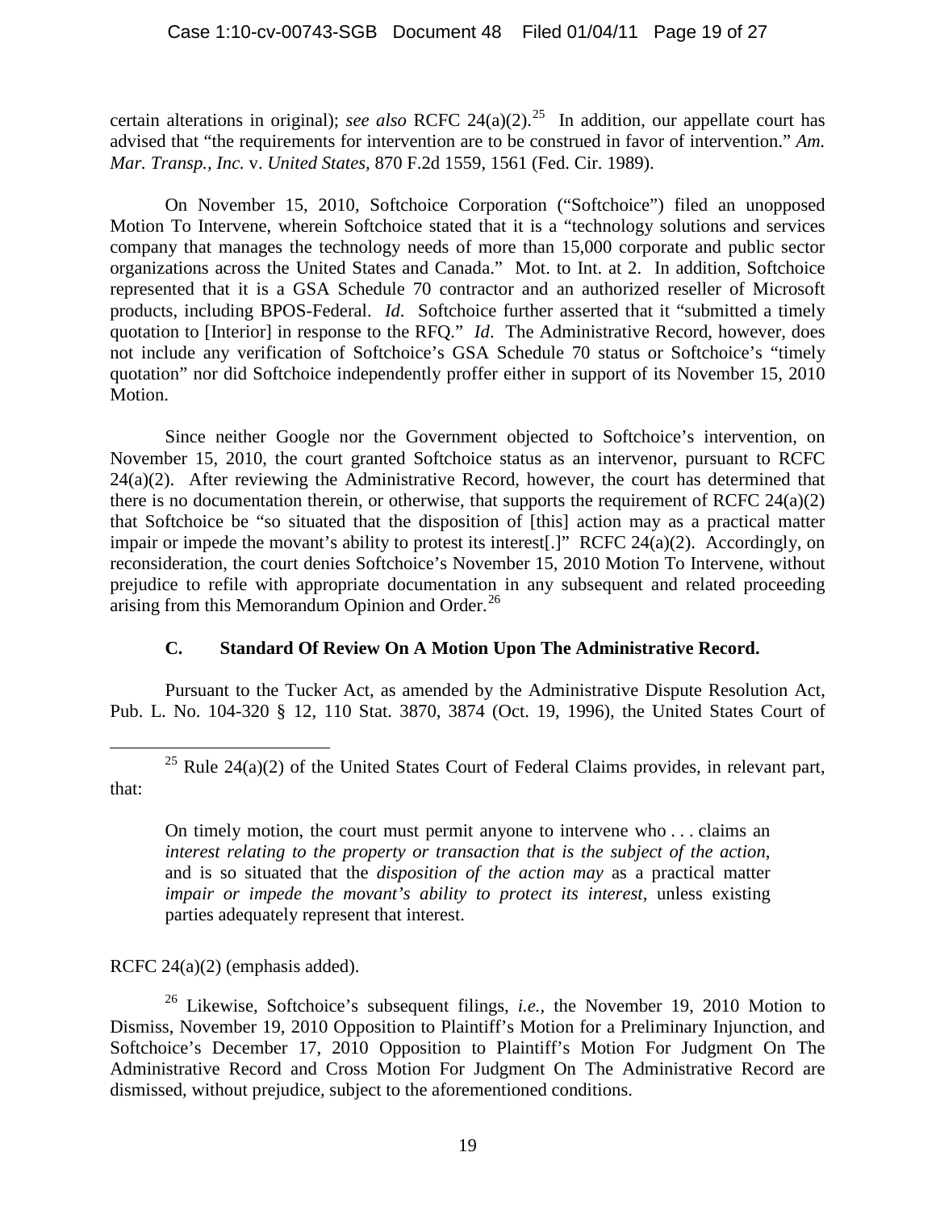certain alterations in original); *see also* RCFC 24(a)(2).[25] In addition, our appellate court has advised that "the requirements for intervention are to be construed in favor of intervention." *Am. Mar. Transp., Inc.* v. *United States*, 870 F.2d 1559, 1561 (Fed. Cir. 1989).

On November 15, 2010, Softchoice Corporation ("Softchoice") filed an unopposed Motion To Intervene, wherein Softchoice stated that it is a "technology solutions and services company that manages the technology needs of more than 15,000 corporate and public sector organizations across the United States and Canada." Mot. to Int. at 2. In addition, Softchoice represented that it is a GSA Schedule 70 contractor and an authorized reseller of Microsoft products, including BPOS-Federal. *Id*. Softchoice further asserted that it "submitted a timely quotation to [Interior] in response to the RFQ." *Id*. The Administrative Record, however, does not include any verification of Softchoice's GSA Schedule 70 status or Softchoice's "timely quotation" nor did Softchoice independently proffer either in support of its November 15, 2010 Motion.

Since neither Google nor the Government objected to Softchoice's intervention, on November 15, 2010, the court granted Softchoice status as an intervenor, pursuant to RCFC 24(a)(2). After reviewing the Administrative Record, however, the court has determined that there is no documentation therein, or otherwise, that supports the requirement of RCFC 24(a)(2) that Softchoice be "so situated that the disposition of [this] action may as a practical matter impair or impede the movant's ability to protest its interest[.]" RCFC 24(a)(2). Accordingly, on reconsideration, the court denies Softchoice's November 15, 2010 Motion To Intervene, without prejudice to refile with appropriate documentation in any subsequent and related proceeding arising from this Memorandum Opinion and Order.[26]

### C. Standard Of Review On A Motion Upon The Administrative Record.

Pursuant to the Tucker Act, as amended by the Administrative Dispute Resolution Act, Pub. L. No. 104-320 § 12, 110 Stat. 3870, 3874 (Oct. 19, 1996), the United States Court of

---

[25] Rule 24(a)(2) of the United States Court of Federal Claims provides, in relevant part, that:

> On timely motion, the court must permit anyone to intervene who . . . claims an *interest relating to the property or transaction that is the subject of the action*, and is so situated that the *disposition of the action may* as a practical matter *impair or impede the movant's ability to protect its interest*, unless existing parties adequately represent that interest.

RCFC 24(a)(2) (emphasis added).

[26] Likewise, Softchoice's subsequent filings, *i.e.*, the November 19, 2010 Motion to Dismiss, November 19, 2010 Opposition to Plaintiff's Motion for a Preliminary Injunction, and Softchoice's December 17, 2010 Opposition to Plaintiff's Motion For Judgment On The Administrative Record and Cross Motion For Judgment On The Administrative Record are dismissed, without prejudice, subject to the aforementioned conditions.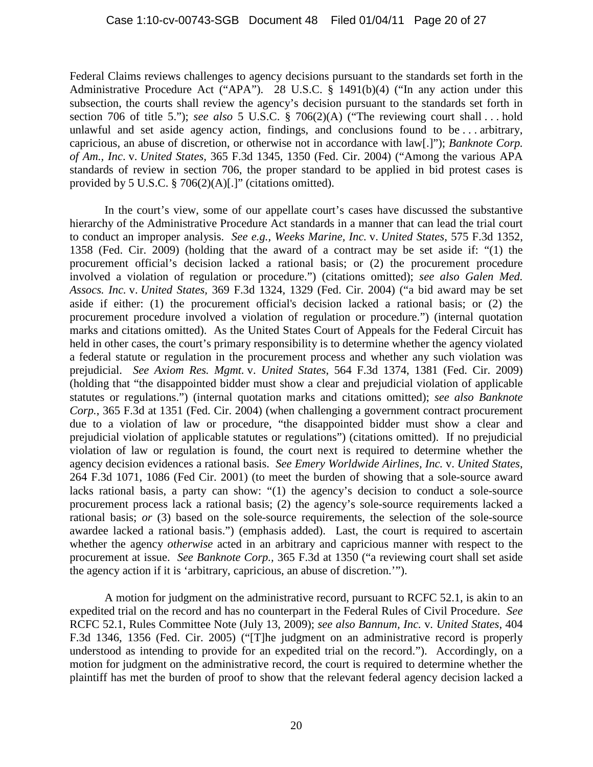Federal Claims reviews challenges to agency decisions pursuant to the standards set forth in the Administrative Procedure Act ("APA"). 28 U.S.C. § 1491(b)(4) ("In any action under this subsection, the courts shall review the agency's decision pursuant to the standards set forth in section 706 of title 5."); *see also* 5 U.S.C. § 706(2)(A) ("The reviewing court shall . . . hold unlawful and set aside agency action, findings, and conclusions found to be . . . arbitrary, capricious, an abuse of discretion, or otherwise not in accordance with law[.]"); *Banknote Corp. of Am., Inc.* v. *United States*, 365 F.3d 1345, 1350 (Fed. Cir. 2004) ("Among the various APA standards of review in section 706, the proper standard to be applied in bid protest cases is provided by 5 U.S.C. § 706(2)(A)[.]" (citations omitted).

In the court's view, some of our appellate court's cases have discussed the substantive hierarchy of the Administrative Procedure Act standards in a manner that can lead the trial court to conduct an improper analysis. *See e.g., Weeks Marine, Inc.* v. *United States*, 575 F.3d 1352, 1358 (Fed. Cir. 2009) (holding that the award of a contract may be set aside if: "(1) the procurement official's decision lacked a rational basis; or (2) the procurement procedure involved a violation of regulation or procedure.") (citations omitted); *see also Galen Med. Assocs. Inc.* v. *United States*, 369 F.3d 1324, 1329 (Fed. Cir. 2004) ("a bid award may be set aside if either: (1) the procurement official's decision lacked a rational basis; or (2) the procurement procedure involved a violation of regulation or procedure.") (internal quotation marks and citations omitted). As the United States Court of Appeals for the Federal Circuit has held in other cases, the court's primary responsibility is to determine whether the agency violated a federal statute or regulation in the procurement process and whether any such violation was prejudicial. *See Axiom Res. Mgmt.* v. *United States*, 564 F.3d 1374, 1381 (Fed. Cir. 2009) (holding that "the disappointed bidder must show a clear and prejudicial violation of applicable statutes or regulations.") (internal quotation marks and citations omitted); *see also Banknote Corp.*, 365 F.3d at 1351 (Fed. Cir. 2004) (when challenging a government contract procurement due to a violation of law or procedure, "the disappointed bidder must show a clear and prejudicial violation of applicable statutes or regulations") (citations omitted). If no prejudicial violation of law or regulation is found, the court next is required to determine whether the agency decision evidences a rational basis. *See Emery Worldwide Airlines, Inc.* v. *United States*, 264 F.3d 1071, 1086 (Fed Cir. 2001) (to meet the burden of showing that a sole-source award lacks rational basis, a party can show: "(1) the agency's decision to conduct a sole-source procurement process lack a rational basis; (2) the agency's sole-source requirements lacked a rational basis; *or* (3) based on the sole-source requirements, the selection of the sole-source awardee lacked a rational basis.") (emphasis added). Last, the court is required to ascertain whether the agency *otherwise* acted in an arbitrary and capricious manner with respect to the procurement at issue. *See Banknote Corp.*, 365 F.3d at 1350 ("a reviewing court shall set aside the agency action if it is 'arbitrary, capricious, an abuse of discretion.'").

A motion for judgment on the administrative record, pursuant to RCFC 52.1, is akin to an expedited trial on the record and has no counterpart in the Federal Rules of Civil Procedure. *See* RCFC 52.1, Rules Committee Note (July 13, 2009); *see also Bannum, Inc.* v. *United States*, 404 F.3d 1346, 1356 (Fed. Cir. 2005) ("[T]he judgment on an administrative record is properly understood as intending to provide for an expedited trial on the record."). Accordingly, on a motion for judgment on the administrative record, the court is required to determine whether the plaintiff has met the burden of proof to show that the relevant federal agency decision lacked a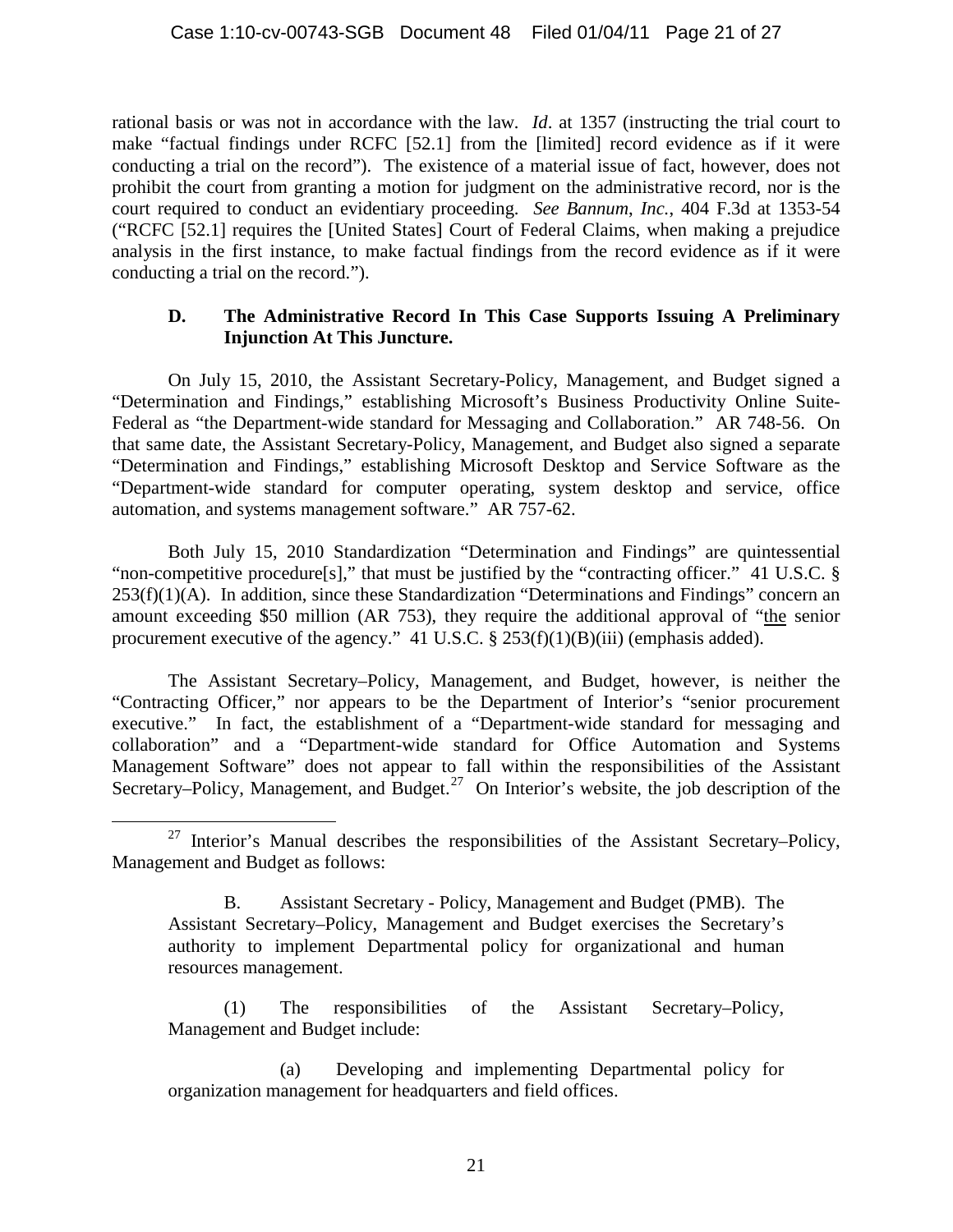rational basis or was not in accordance with the law. *Id*. at 1357 (instructing the trial court to make "factual findings under RCFC [52.1] from the [limited] record evidence as if it were conducting a trial on the record"). The existence of a material issue of fact, however, does not prohibit the court from granting a motion for judgment on the administrative record, nor is the court required to conduct an evidentiary proceeding. *See Bannum, Inc.*, 404 F.3d at 1353-54 ("RCFC [52.1] requires the [United States] Court of Federal Claims, when making a prejudice analysis in the first instance, to make factual findings from the record evidence as if it were conducting a trial on the record.").

### D. The Administrative Record In This Case Supports Issuing A Preliminary Injunction At This Juncture.

On July 15, 2010, the Assistant Secretary-Policy, Management, and Budget signed a "Determination and Findings," establishing Microsoft's Business Productivity Online Suite-Federal as "the Department-wide standard for Messaging and Collaboration." AR 748-56. On that same date, the Assistant Secretary-Policy, Management, and Budget also signed a separate "Determination and Findings," establishing Microsoft Desktop and Service Software as the "Department-wide standard for computer operating, system desktop and service, office automation, and systems management software." AR 757-62.

Both July 15, 2010 Standardization "Determination and Findings" are quintessential "non-competitive procedure[s]," that must be justified by the "contracting officer." 41 U.S.C. § 253(f)(1)(A). In addition, since these Standardization "Determinations and Findings" concern an amount exceeding \$50 million (AR 753), they require the additional approval of "<u>the</u> senior procurement executive of the agency." 41 U.S.C. § 253(f)(1)(B)(iii) (emphasis added).

The Assistant Secretary–Policy, Management, and Budget, however, is neither the "Contracting Officer," nor appears to be the Department of Interior's "senior procurement executive." In fact, the establishment of a "Department-wide standard for messaging and collaboration" and a "Department-wide standard for Office Automation and Systems Management Software" does not appear to fall within the responsibilities of the Assistant Secretary–Policy, Management, and Budget.[27] On Interior's website, the job description of the

---

[27] Interior's Manual describes the responsibilities of the Assistant Secretary–Policy, Management and Budget as follows:

> B. Assistant Secretary - Policy, Management and Budget (PMB). The Assistant Secretary–Policy, Management and Budget exercises the Secretary's authority to implement Departmental policy for organizational and human resources management.
>
> (1) The responsibilities of the Assistant Secretary–Policy, Management and Budget include:
>
> (a) Developing and implementing Departmental policy for organization management for headquarters and field offices.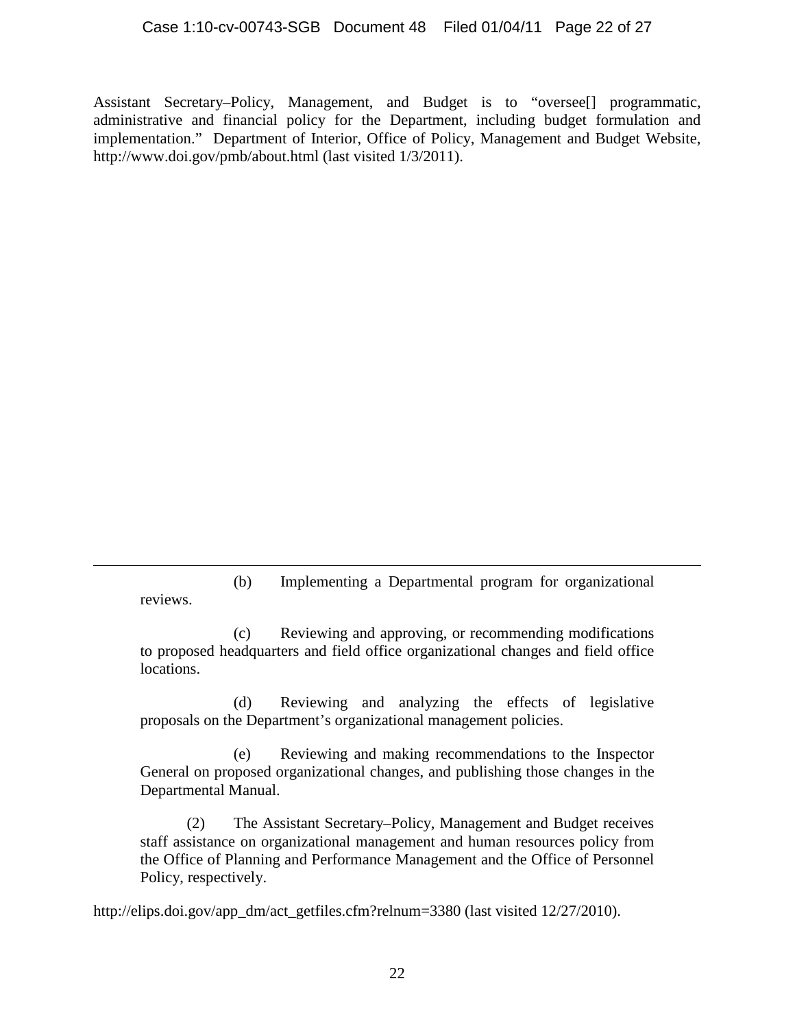Assistant Secretary–Policy, Management, and Budget is to "oversee[] programmatic, administrative and financial policy for the Department, including budget formulation and implementation." Department of Interior, Office of Policy, Management and Budget Website, http://www.doi.gov/pmb/about.html (last visited 1/3/2011).

---

> (b) Implementing a Departmental program for organizational reviews.
>
> (c) Reviewing and approving, or recommending modifications to proposed headquarters and field office organizational changes and field office locations.
>
> (d) Reviewing and analyzing the effects of legislative proposals on the Department's organizational management policies.
>
> (e) Reviewing and making recommendations to the Inspector General on proposed organizational changes, and publishing those changes in the Departmental Manual.
>
> (2) The Assistant Secretary–Policy, Management and Budget receives staff assistance on organizational management and human resources policy from the Office of Planning and Performance Management and the Office of Personnel Policy, respectively.

http://elips.doi.gov/app_dm/act_getfiles.cfm?relnum=3380 (last visited 12/27/2010).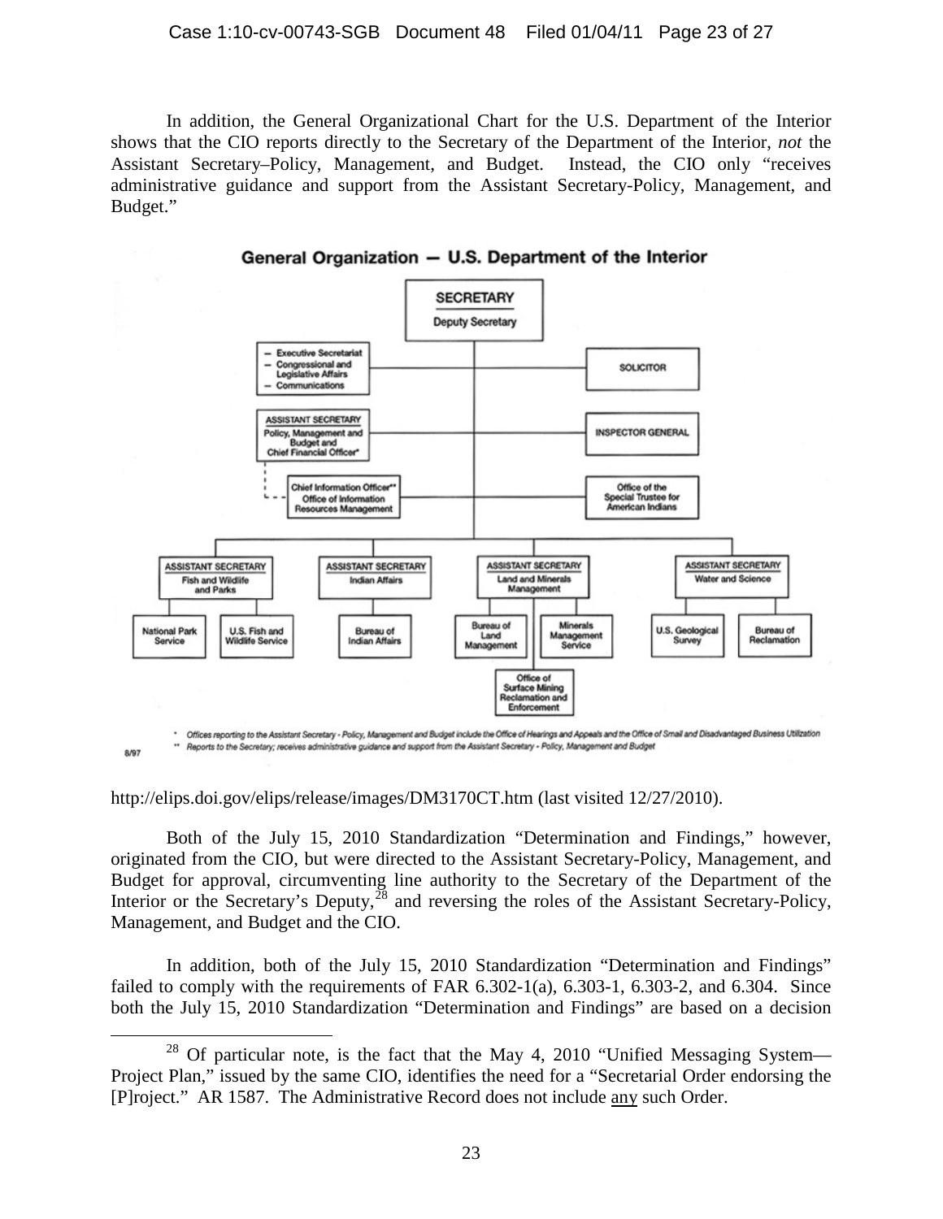In addition, the General Organizational Chart for the U.S. Department of the Interior shows that the CIO reports directly to the Secretary of the Department of the Interior, *not* the Assistant Secretary–Policy, Management, and Budget. Instead, the CIO only "receives administrative guidance and support from the Assistant Secretary-Policy, Management, and Budget."

**General Organization — U.S. Department of the Interior**

- SECRETARY
  - Deputy Secretary
- – Executive Secretariat – Congressional and Legislative Affairs – Communications
- SOLICITOR
- ASSISTANT SECRETARY Policy, Management and Budget and Chief Financial Officer*
- INSPECTOR GENERAL
- Chief Information Officer** Office of Information Resources Management
- Office of the Special Trustee for American Indians
- ASSISTANT SECRETARY Fish and Wildlife and Parks
  - National Park Service
  - U.S. Fish and Wildlife Service
- ASSISTANT SECRETARY Indian Affairs
  - Bureau of Indian Affairs
- ASSISTANT SECRETARY Land and Minerals Management
  - Bureau of Land Management
  - Minerals Management Service
  - Office of Surface Mining Reclamation and Enforcement
- ASSISTANT SECRETARY Water and Science
  - U.S. Geological Survey
  - Bureau of Reclamation

\* Offices reporting to the Assistant Secretary - Policy, Management and Budget include the Office of Hearings and Appeals and the Office of Small and Disadvantaged Business Utilization

\*\* Reports to the Secretary; receives administrative guidance and support from the Assistant Secretary - Policy, Management and Budget

8/97

http://elips.doi.gov/elips/release/images/DM3170CT.htm (last visited 12/27/2010).

Both of the July 15, 2010 Standardization "Determination and Findings," however, originated from the CIO, but were directed to the Assistant Secretary-Policy, Management, and Budget for approval, circumventing line authority to the Secretary of the Department of the Interior or the Secretary's Deputy,[28] and reversing the roles of the Assistant Secretary-Policy, Management, and Budget and the CIO.

In addition, both of the July 15, 2010 Standardization "Determination and Findings" failed to comply with the requirements of FAR 6.302-1(a), 6.303-1, 6.303-2, and 6.304. Since both the July 15, 2010 Standardization "Determination and Findings" are based on a decision

[28] Of particular note, is the fact that the May 4, 2010 "Unified Messaging System—Project Plan," issued by the same CIO, identifies the need for a "Secretarial Order endorsing the [P]roject." AR 1587. The Administrative Record does not include <u>any</u> such Order.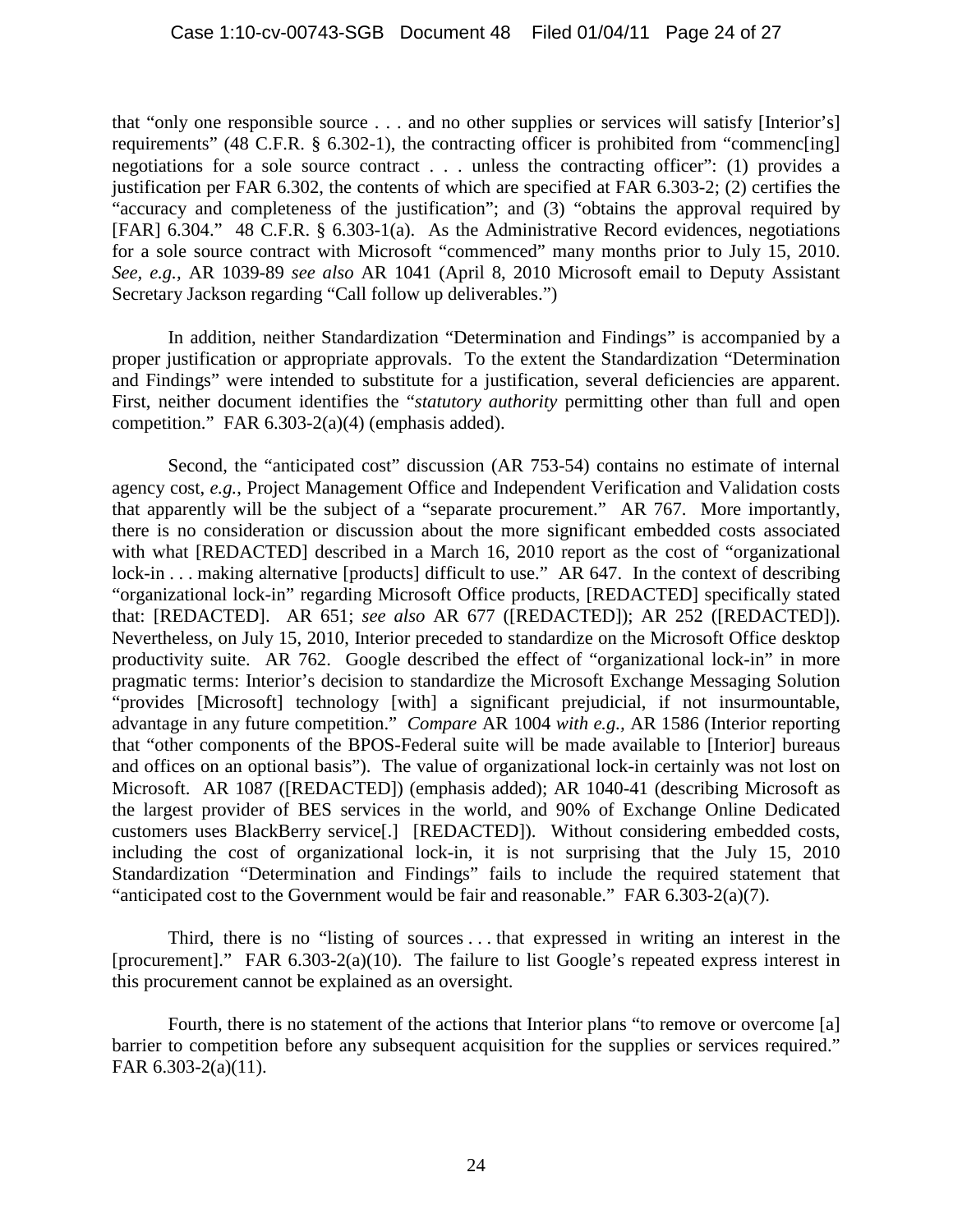that "only one responsible source . . . and no other supplies or services will satisfy [Interior's] requirements" (48 C.F.R. § 6.302-1), the contracting officer is prohibited from "commenc[ing] negotiations for a sole source contract . . . unless the contracting officer": (1) provides a justification per FAR 6.302, the contents of which are specified at FAR 6.303-2; (2) certifies the "accuracy and completeness of the justification"; and (3) "obtains the approval required by [FAR] 6.304." 48 C.F.R. § 6.303-1(a). As the Administrative Record evidences, negotiations for a sole source contract with Microsoft "commenced" many months prior to July 15, 2010. *See, e.g.,* AR 1039-89 *see also* AR 1041 (April 8, 2010 Microsoft email to Deputy Assistant Secretary Jackson regarding "Call follow up deliverables.")

In addition, neither Standardization "Determination and Findings" is accompanied by a proper justification or appropriate approvals. To the extent the Standardization "Determination and Findings" were intended to substitute for a justification, several deficiencies are apparent. First, neither document identifies the "*statutory authority* permitting other than full and open competition." FAR 6.303-2(a)(4) (emphasis added).

Second, the "anticipated cost" discussion (AR 753-54) contains no estimate of internal agency cost, *e.g.*, Project Management Office and Independent Verification and Validation costs that apparently will be the subject of a "separate procurement." AR 767. More importantly, there is no consideration or discussion about the more significant embedded costs associated with what [REDACTED] described in a March 16, 2010 report as the cost of "organizational lock-in . . . making alternative [products] difficult to use." AR 647. In the context of describing "organizational lock-in" regarding Microsoft Office products, [REDACTED] specifically stated that: [REDACTED]. AR 651; *see also* AR 677 ([REDACTED]); AR 252 ([REDACTED]). Nevertheless, on July 15, 2010, Interior preceded to standardize on the Microsoft Office desktop productivity suite. AR 762. Google described the effect of "organizational lock-in" in more pragmatic terms: Interior's decision to standardize the Microsoft Exchange Messaging Solution "provides [Microsoft] technology [with] a significant prejudicial, if not insurmountable, advantage in any future competition." *Compare* AR 1004 *with e.g.,* AR 1586 (Interior reporting that "other components of the BPOS-Federal suite will be made available to [Interior] bureaus and offices on an optional basis"). The value of organizational lock-in certainly was not lost on Microsoft. AR 1087 ([REDACTED]) (emphasis added); AR 1040-41 (describing Microsoft as the largest provider of BES services in the world, and 90% of Exchange Online Dedicated customers uses BlackBerry service[.] [REDACTED]). Without considering embedded costs, including the cost of organizational lock-in, it is not surprising that the July 15, 2010 Standardization "Determination and Findings" fails to include the required statement that "anticipated cost to the Government would be fair and reasonable." FAR 6.303-2(a)(7).

Third, there is no "listing of sources . . . that expressed in writing an interest in the [procurement]." FAR 6.303-2(a)(10). The failure to list Google's repeated express interest in this procurement cannot be explained as an oversight.

Fourth, there is no statement of the actions that Interior plans "to remove or overcome [a] barrier to competition before any subsequent acquisition for the supplies or services required." FAR 6.303-2(a)(11).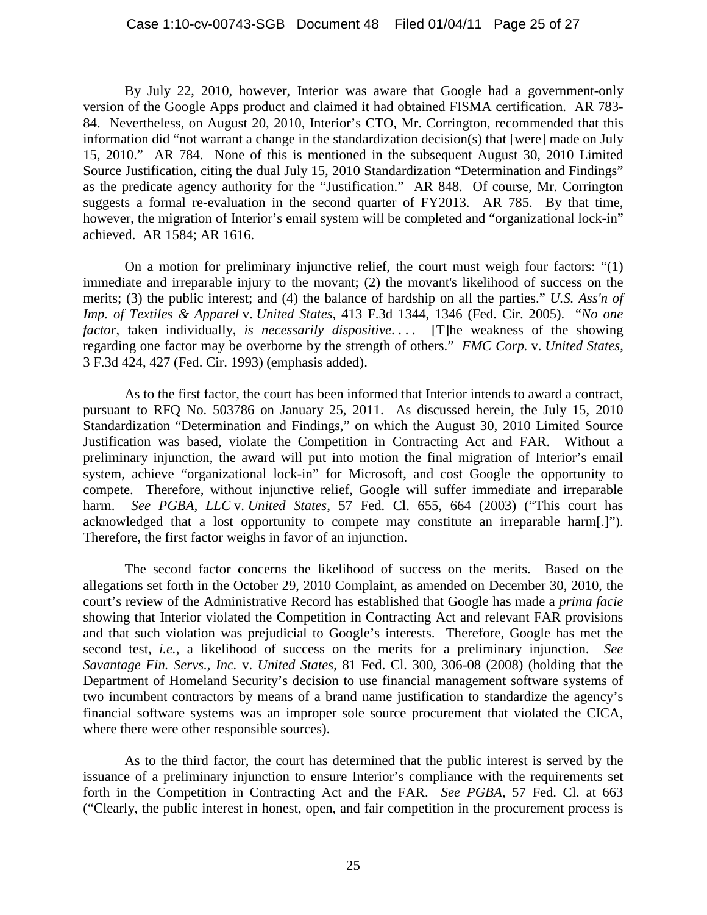By July 22, 2010, however, Interior was aware that Google had a government-only version of the Google Apps product and claimed it had obtained FISMA certification. AR 783-84. Nevertheless, on August 20, 2010, Interior's CTO, Mr. Corrington, recommended that this information did "not warrant a change in the standardization decision(s) that [were] made on July 15, 2010." AR 784. None of this is mentioned in the subsequent August 30, 2010 Limited Source Justification, citing the dual July 15, 2010 Standardization "Determination and Findings" as the predicate agency authority for the "Justification." AR 848. Of course, Mr. Corrington suggests a formal re-evaluation in the second quarter of FY2013. AR 785. By that time, however, the migration of Interior's email system will be completed and "organizational lock-in" achieved. AR 1584; AR 1616.

On a motion for preliminary injunctive relief, the court must weigh four factors: "(1) immediate and irreparable injury to the movant; (2) the movant's likelihood of success on the merits; (3) the public interest; and (4) the balance of hardship on all the parties." *U.S. Ass'n of Imp. of Textiles & Apparel* v. *United States*, 413 F.3d 1344, 1346 (Fed. Cir. 2005). "*No one factor*, taken individually, *is necessarily dispositive*. . . . [T]he weakness of the showing regarding one factor may be overborne by the strength of others." *FMC Corp.* v. *United States*, 3 F.3d 424, 427 (Fed. Cir. 1993) (emphasis added).

As to the first factor, the court has been informed that Interior intends to award a contract, pursuant to RFQ No. 503786 on January 25, 2011. As discussed herein, the July 15, 2010 Standardization "Determination and Findings," on which the August 30, 2010 Limited Source Justification was based, violate the Competition in Contracting Act and FAR. Without a preliminary injunction, the award will put into motion the final migration of Interior's email system, achieve "organizational lock-in" for Microsoft, and cost Google the opportunity to compete. Therefore, without injunctive relief, Google will suffer immediate and irreparable harm. *See PGBA, LLC* v. *United States*, 57 Fed. Cl. 655, 664 (2003) ("This court has acknowledged that a lost opportunity to compete may constitute an irreparable harm[.]"). Therefore, the first factor weighs in favor of an injunction.

The second factor concerns the likelihood of success on the merits. Based on the allegations set forth in the October 29, 2010 Complaint, as amended on December 30, 2010, the court's review of the Administrative Record has established that Google has made a *prima facie* showing that Interior violated the Competition in Contracting Act and relevant FAR provisions and that such violation was prejudicial to Google's interests. Therefore, Google has met the second test, *i.e.*, a likelihood of success on the merits for a preliminary injunction. *See Savantage Fin. Servs., Inc.* v. *United States*, 81 Fed. Cl. 300, 306-08 (2008) (holding that the Department of Homeland Security's decision to use financial management software systems of two incumbent contractors by means of a brand name justification to standardize the agency's financial software systems was an improper sole source procurement that violated the CICA, where there were other responsible sources).

As to the third factor, the court has determined that the public interest is served by the issuance of a preliminary injunction to ensure Interior's compliance with the requirements set forth in the Competition in Contracting Act and the FAR. *See PGBA*, 57 Fed. Cl. at 663 ("Clearly, the public interest in honest, open, and fair competition in the procurement process is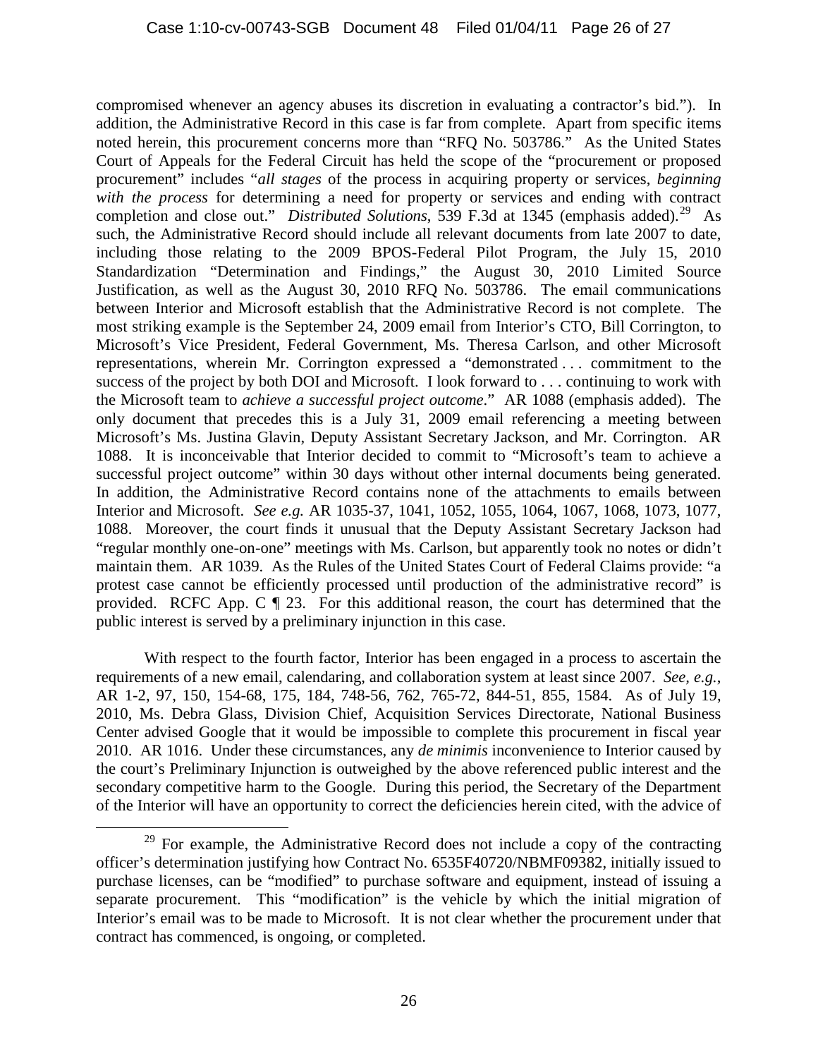compromised whenever an agency abuses its discretion in evaluating a contractor's bid."). In addition, the Administrative Record in this case is far from complete. Apart from specific items noted herein, this procurement concerns more than "RFQ No. 503786." As the United States Court of Appeals for the Federal Circuit has held the scope of the "procurement or proposed procurement" includes "*all stages* of the process in acquiring property or services, *beginning with the process* for determining a need for property or services and ending with contract completion and close out." *Distributed Solutions*, 539 F.3d at 1345 (emphasis added).[29] As such, the Administrative Record should include all relevant documents from late 2007 to date, including those relating to the 2009 BPOS-Federal Pilot Program, the July 15, 2010 Standardization "Determination and Findings," the August 30, 2010 Limited Source Justification, as well as the August 30, 2010 RFQ No. 503786. The email communications between Interior and Microsoft establish that the Administrative Record is not complete. The most striking example is the September 24, 2009 email from Interior's CTO, Bill Corrington, to Microsoft's Vice President, Federal Government, Ms. Theresa Carlson, and other Microsoft representations, wherein Mr. Corrington expressed a "demonstrated . . . commitment to the success of the project by both DOI and Microsoft. I look forward to . . . continuing to work with the Microsoft team to *achieve a successful project outcome*." AR 1088 (emphasis added). The only document that precedes this is a July 31, 2009 email referencing a meeting between Microsoft's Ms. Justina Glavin, Deputy Assistant Secretary Jackson, and Mr. Corrington. AR 1088. It is inconceivable that Interior decided to commit to "Microsoft's team to achieve a successful project outcome" within 30 days without other internal documents being generated. In addition, the Administrative Record contains none of the attachments to emails between Interior and Microsoft. *See e.g.* AR 1035-37, 1041, 1052, 1055, 1064, 1067, 1068, 1073, 1077, 1088. Moreover, the court finds it unusual that the Deputy Assistant Secretary Jackson had "regular monthly one-on-one" meetings with Ms. Carlson, but apparently took no notes or didn't maintain them. AR 1039. As the Rules of the United States Court of Federal Claims provide: "a protest case cannot be efficiently processed until production of the administrative record" is provided. RCFC App. C ¶ 23. For this additional reason, the court has determined that the public interest is served by a preliminary injunction in this case.

With respect to the fourth factor, Interior has been engaged in a process to ascertain the requirements of a new email, calendaring, and collaboration system at least since 2007. *See, e.g.*, AR 1-2, 97, 150, 154-68, 175, 184, 748-56, 762, 765-72, 844-51, 855, 1584. As of July 19, 2010, Ms. Debra Glass, Division Chief, Acquisition Services Directorate, National Business Center advised Google that it would be impossible to complete this procurement in fiscal year 2010. AR 1016. Under these circumstances, any *de minimis* inconvenience to Interior caused by the court's Preliminary Injunction is outweighed by the above referenced public interest and the secondary competitive harm to the Google. During this period, the Secretary of the Department of the Interior will have an opportunity to correct the deficiencies herein cited, with the advice of

[29] For example, the Administrative Record does not include a copy of the contracting officer's determination justifying how Contract No. 6535F40720/NBMF09382, initially issued to purchase licenses, can be "modified" to purchase software and equipment, instead of issuing a separate procurement. This "modification" is the vehicle by which the initial migration of Interior's email was to be made to Microsoft. It is not clear whether the procurement under that contract has commenced, is ongoing, or completed.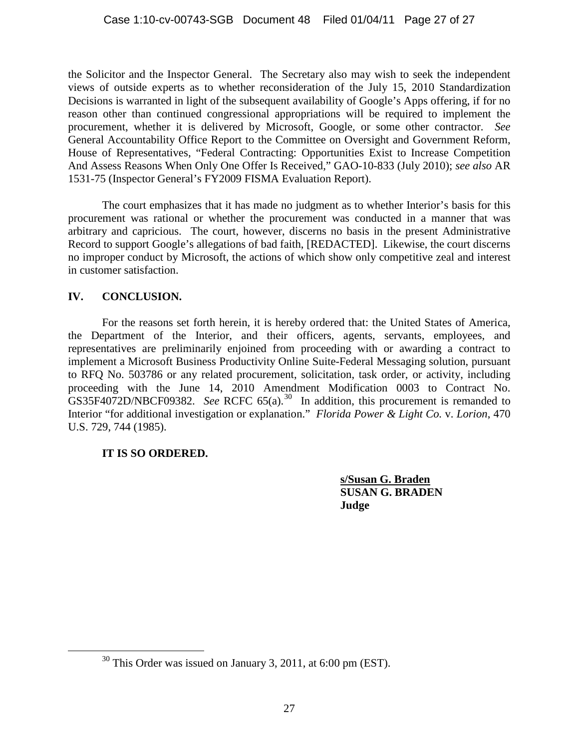the Solicitor and the Inspector General. The Secretary also may wish to seek the independent views of outside experts as to whether reconsideration of the July 15, 2010 Standardization Decisions is warranted in light of the subsequent availability of Google's Apps offering, if for no reason other than continued congressional appropriations will be required to implement the procurement, whether it is delivered by Microsoft, Google, or some other contractor. *See* General Accountability Office Report to the Committee on Oversight and Government Reform, House of Representatives, "Federal Contracting: Opportunities Exist to Increase Competition And Assess Reasons When Only One Offer Is Received," GAO-10-833 (July 2010); *see also* AR 1531-75 (Inspector General's FY2009 FISMA Evaluation Report).

The court emphasizes that it has made no judgment as to whether Interior's basis for this procurement was rational or whether the procurement was conducted in a manner that was arbitrary and capricious. The court, however, discerns no basis in the present Administrative Record to support Google's allegations of bad faith, [REDACTED]. Likewise, the court discerns no improper conduct by Microsoft, the actions of which show only competitive zeal and interest in customer satisfaction.

## IV. CONCLUSION.

For the reasons set forth herein, it is hereby ordered that: the United States of America, the Department of the Interior, and their officers, agents, servants, employees, and representatives are preliminarily enjoined from proceeding with or awarding a contract to implement a Microsoft Business Productivity Online Suite-Federal Messaging solution, pursuant to RFQ No. 503786 or any related procurement, solicitation, task order, or activity, including proceeding with the June 14, 2010 Amendment Modification 0003 to Contract No. GS35F4072D/NBCF09382. *See* RCFC 65(a).[30] In addition, this procurement is remanded to Interior "for additional investigation or explanation." *Florida Power & Light Co.* v. *Lorion*, 470 U.S. 729, 744 (1985).

**IT IS SO ORDERED.**

**s/Susan G. Braden**
**SUSAN G. BRADEN**
**Judge**

[30] This Order was issued on January 3, 2011, at 6:00 pm (EST).